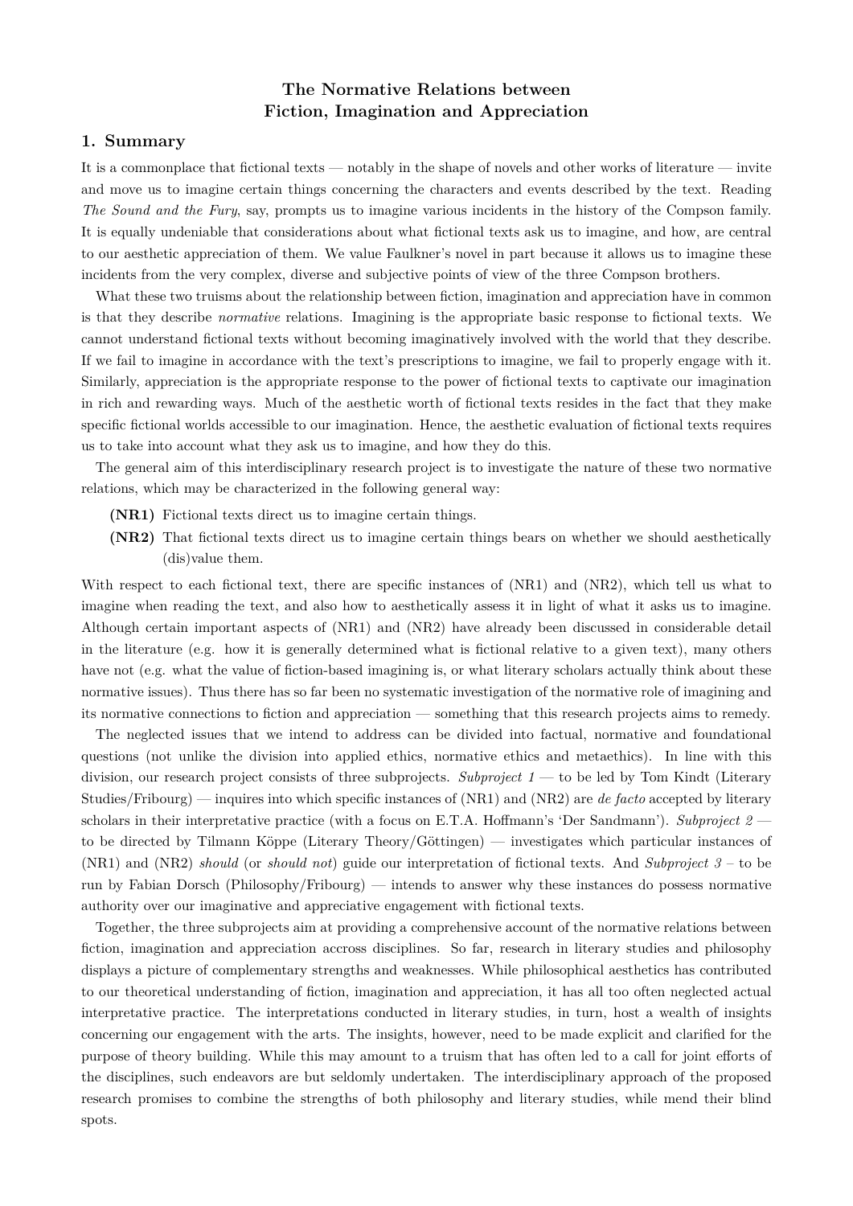# The Normative Relations between Fiction, Imagination and Appreciation

## 1. Summary

It is a commonplace that fictional texts — notably in the shape of novels and other works of literature — invite and move us to imagine certain things concerning the characters and events described by the text. Reading *The Sound and the Fury*, say, prompts us to imagine various incidents in the history of the Compson family. It is equally undeniable that considerations about what fictional texts ask us to imagine, and how, are central to our aesthetic appreciation of them. We value Faulkner's novel in part because it allows us to imagine these incidents from the very complex, diverse and subjective points of view of the three Compson brothers.

What these two truisms about the relationship between fiction, imagination and appreciation have in common is that they describe *normative* relations. Imagining is the appropriate basic response to fictional texts. We cannot understand fictional texts without becoming imaginatively involved with the world that they describe. If we fail to imagine in accordance with the text's prescriptions to imagine, we fail to properly engage with it. Similarly, appreciation is the appropriate response to the power of fictional texts to captivate our imagination in rich and rewarding ways. Much of the aesthetic worth of fictional texts resides in the fact that they make specific fictional worlds accessible to our imagination. Hence, the aesthetic evaluation of fictional texts requires us to take into account what they ask us to imagine, and how they do this.

The general aim of this interdisciplinary research project is to investigate the nature of these two normative relations, which may be characterized in the following general way:

- **(NR1)** Fictional texts direct us to imagine certain things.
- **(NR2)** That fictional texts direct us to imagine certain things bears on whether we should aesthetically (dis)value them.

With respect to each fictional text, there are specific instances of (NR1) and (NR2), which tell us what to imagine when reading the text, and also how to aesthetically assess it in light of what it asks us to imagine. Although certain important aspects of (NR1) and (NR2) have already been discussed in considerable detail in the literature (e.g. how it is generally determined what is fictional relative to a given text), many others have not (e.g. what the value of fiction-based imagining is, or what literary scholars actually think about these normative issues). Thus there has so far been no systematic investigation of the normative role of imagining and its normative connections to fiction and appreciation — something that this research projects aims to remedy.

The neglected issues that we intend to address can be divided into factual, normative and foundational questions (not unlike the division into applied ethics, normative ethics and metaethics). In line with this division, our research project consists of three subprojects. *Subproject 1* — to be led by Tom Kindt (Literary Studies/Fribourg) — inquires into which specific instances of (NR1) and (NR2) are *de facto* accepted by literary scholars in their interpretative practice (with a focus on E.T.A. Hoffmann's 'Der Sandmann'). *Subproject 2* — to be directed by Tilmann Köppe (Literary Theory/Göttingen) — investigates which particular instances of (NR1) and (NR2) *should* (or *should not*) guide our interpretation of fictional texts. And *Subproject 3* – to be run by Fabian Dorsch (Philosophy/Fribourg) — intends to answer why these instances do possess normative authority over our imaginative and appreciative engagement with fictional texts.

Together, the three subprojects aim at providing a comprehensive account of the normative relations between fiction, imagination and appreciation accross disciplines. So far, research in literary studies and philosophy displays a picture of complementary strengths and weaknesses. While philosophical aesthetics has contributed to our theoretical understanding of fiction, imagination and appreciation, it has all too often neglected actual interpretative practice. The interpretations conducted in literary studies, in turn, host a wealth of insights concerning our engagement with the arts. The insights, however, need to be made explicit and clarified for the purpose of theory building. While this may amount to a truism that has often led to a call for joint efforts of the disciplines, such endeavors are but seldomly undertaken. The interdisciplinary approach of the proposed research promises to combine the strengths of both philosophy and literary studies, while mend their blind spots.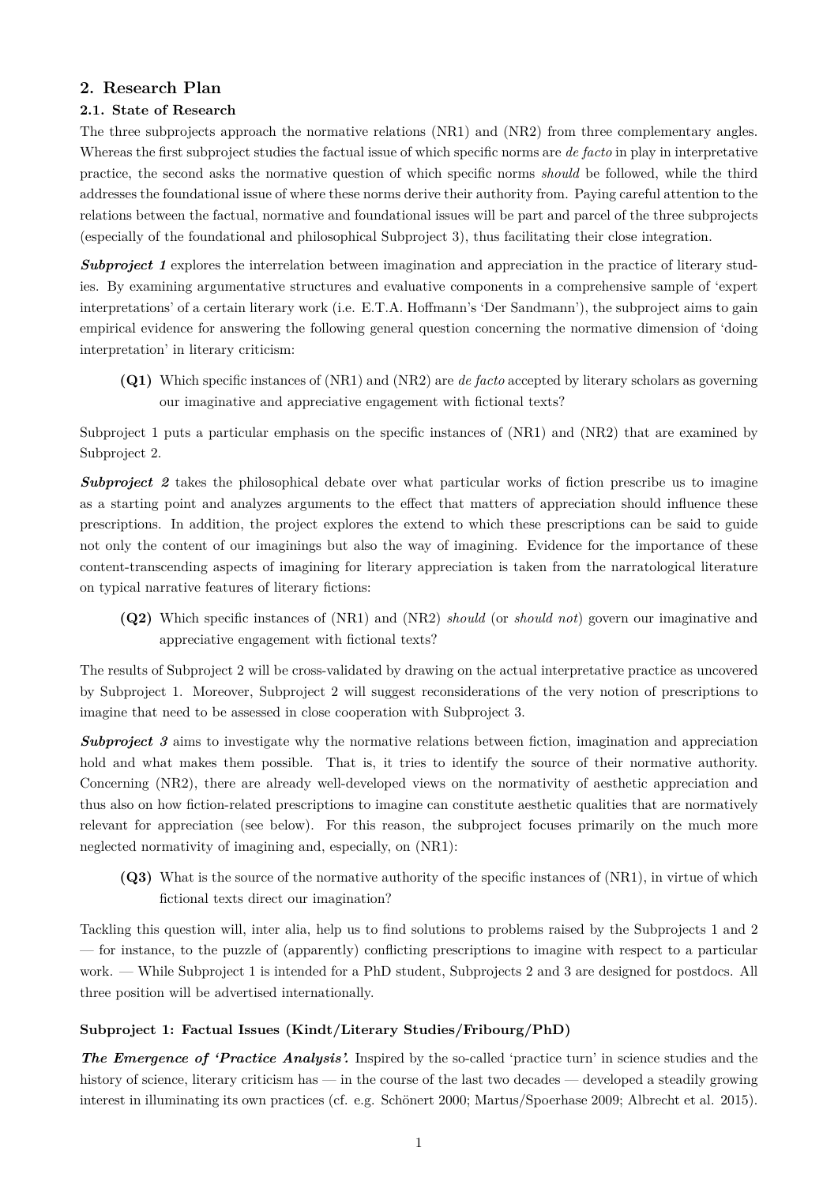## 2. Research Plan

### 2.1. State of Research

The three subprojects approach the normative relations (NR1) and (NR2) from three complementary angles. Whereas the first subproject studies the factual issue of which specific norms are *de facto* in play in interpretative practice, the second asks the normative question of which specific norms *should* be followed, while the third addresses the foundational issue of where these norms derive their authority from. Paying careful attention to the relations between the factual, normative and foundational issues will be part and parcel of the three subprojects (especially of the foundational and philosophical Subproject 3), thus facilitating their close integration.

***Subproject 1*** explores the interrelation between imagination and appreciation in the practice of literary studies. By examining argumentative structures and evaluative components in a comprehensive sample of 'expert interpretations' of a certain literary work (i.e. E.T.A. Hoffmann's 'Der Sandmann'), the subproject aims to gain empirical evidence for answering the following general question concerning the normative dimension of 'doing interpretation' in literary criticism:

> **(Q1)** Which specific instances of (NR1) and (NR2) are *de facto* accepted by literary scholars as governing our imaginative and appreciative engagement with fictional texts?

Subproject 1 puts a particular emphasis on the specific instances of (NR1) and (NR2) that are examined by Subproject 2.

***Subproject 2*** takes the philosophical debate over what particular works of fiction prescribe us to imagine as a starting point and analyzes arguments to the effect that matters of appreciation should influence these prescriptions. In addition, the project explores the extend to which these prescriptions can be said to guide not only the content of our imaginings but also the way of imagining. Evidence for the importance of these content-transcending aspects of imagining for literary appreciation is taken from the narratological literature on typical narrative features of literary fictions:

> **(Q2)** Which specific instances of (NR1) and (NR2) *should* (or *should not*) govern our imaginative and appreciative engagement with fictional texts?

The results of Subproject 2 will be cross-validated by drawing on the actual interpretative practice as uncovered by Subproject 1. Moreover, Subproject 2 will suggest reconsiderations of the very notion of prescriptions to imagine that need to be assessed in close cooperation with Subproject 3.

***Subproject 3*** aims to investigate why the normative relations between fiction, imagination and appreciation hold and what makes them possible. That is, it tries to identify the source of their normative authority. Concerning (NR2), there are already well-developed views on the normativity of aesthetic appreciation and thus also on how fiction-related prescriptions to imagine can constitute aesthetic qualities that are normatively relevant for appreciation (see below). For this reason, the subproject focuses primarily on the much more neglected normativity of imagining and, especially, on (NR1):

> **(Q3)** What is the source of the normative authority of the specific instances of (NR1), in virtue of which fictional texts direct our imagination?

Tackling this question will, inter alia, help us to find solutions to problems raised by the Subprojects 1 and 2 — for instance, to the puzzle of (apparently) conflicting prescriptions to imagine with respect to a particular work. — While Subproject 1 is intended for a PhD student, Subprojects 2 and 3 are designed for postdocs. All three position will be advertised internationally.

#### Subproject 1: Factual Issues (Kindt/Literary Studies/Fribourg/PhD)

***The Emergence of 'Practice Analysis'.*** Inspired by the so-called 'practice turn' in science studies and the history of science, literary criticism has — in the course of the last two decades — developed a steadily growing interest in illuminating its own practices (cf. e.g. Schönert 2000; Martus/Spoerhase 2009; Albrecht et al. 2015).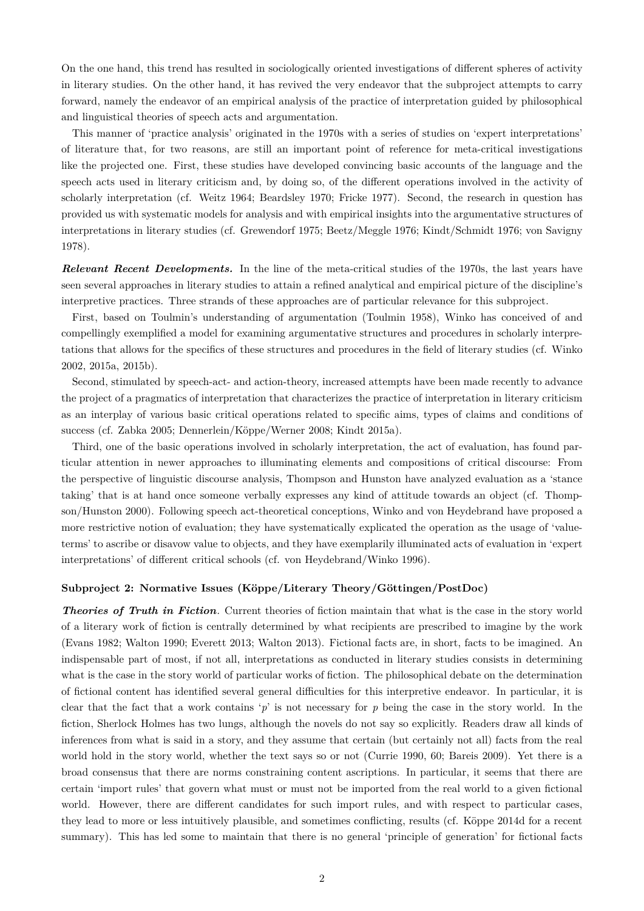On the one hand, this trend has resulted in sociologically oriented investigations of different spheres of activity in literary studies. On the other hand, it has revived the very endeavor that the subproject attempts to carry forward, namely the endeavor of an empirical analysis of the practice of interpretation guided by philosophical and linguistical theories of speech acts and argumentation.

This manner of 'practice analysis' originated in the 1970s with a series of studies on 'expert interpretations' of literature that, for two reasons, are still an important point of reference for meta-critical investigations like the projected one. First, these studies have developed convincing basic accounts of the language and the speech acts used in literary criticism and, by doing so, of the different operations involved in the activity of scholarly interpretation (cf. Weitz 1964; Beardsley 1970; Fricke 1977). Second, the research in question has provided us with systematic models for analysis and with empirical insights into the argumentative structures of interpretations in literary studies (cf. Grewendorf 1975; Beetz/Meggle 1976; Kindt/Schmidt 1976; von Savigny 1978).

***Relevant Recent Developments.*** In the line of the meta-critical studies of the 1970s, the last years have seen several approaches in literary studies to attain a refined analytical and empirical picture of the discipline's interpretive practices. Three strands of these approaches are of particular relevance for this subproject.

First, based on Toulmin's understanding of argumentation (Toulmin 1958), Winko has conceived of and compellingly exemplified a model for examining argumentative structures and procedures in scholarly interpretations that allows for the specifics of these structures and procedures in the field of literary studies (cf. Winko 2002, 2015a, 2015b).

Second, stimulated by speech-act- and action-theory, increased attempts have been made recently to advance the project of a pragmatics of interpretation that characterizes the practice of interpretation in literary criticism as an interplay of various basic critical operations related to specific aims, types of claims and conditions of success (cf. Zabka 2005; Dennerlein/Köppe/Werner 2008; Kindt 2015a).

Third, one of the basic operations involved in scholarly interpretation, the act of evaluation, has found particular attention in newer approaches to illuminating elements and compositions of critical discourse: From the perspective of linguistic discourse analysis, Thompson and Hunston have analyzed evaluation as a 'stance taking' that is at hand once someone verbally expresses any kind of attitude towards an object (cf. Thompson/Hunston 2000). Following speech act-theoretical conceptions, Winko and von Heydebrand have proposed a more restrictive notion of evaluation; they have systematically explicated the operation as the usage of 'value-terms' to ascribe or disavow value to objects, and they have exemplarily illuminated acts of evaluation in 'expert interpretations' of different critical schools (cf. von Heydebrand/Winko 1996).

### Subproject 2: Normative Issues (Köppe/Literary Theory/Göttingen/PostDoc)

***Theories of Truth in Fiction.*** Current theories of fiction maintain that what is the case in the story world of a literary work of fiction is centrally determined by what recipients are prescribed to imagine by the work (Evans 1982; Walton 1990; Everett 2013; Walton 2013). Fictional facts are, in short, facts to be imagined. An indispensable part of most, if not all, interpretations as conducted in literary studies consists in determining what is the case in the story world of particular works of fiction. The philosophical debate on the determination of fictional content has identified several general difficulties for this interpretive endeavor. In particular, it is clear that the fact that a work contains '*p*' is not necessary for *p* being the case in the story world. In the fiction, Sherlock Holmes has two lungs, although the novels do not say so explicitly. Readers draw all kinds of inferences from what is said in a story, and they assume that certain (but certainly not all) facts from the real world hold in the story world, whether the text says so or not (Currie 1990, 60; Bareis 2009). Yet there is a broad consensus that there are norms constraining content ascriptions. In particular, it seems that there are certain 'import rules' that govern what must or must not be imported from the real world to a given fictional world. However, there are different candidates for such import rules, and with respect to particular cases, they lead to more or less intuitively plausible, and sometimes conflicting, results (cf. Köppe 2014d for a recent summary). This has led some to maintain that there is no general 'principle of generation' for fictional facts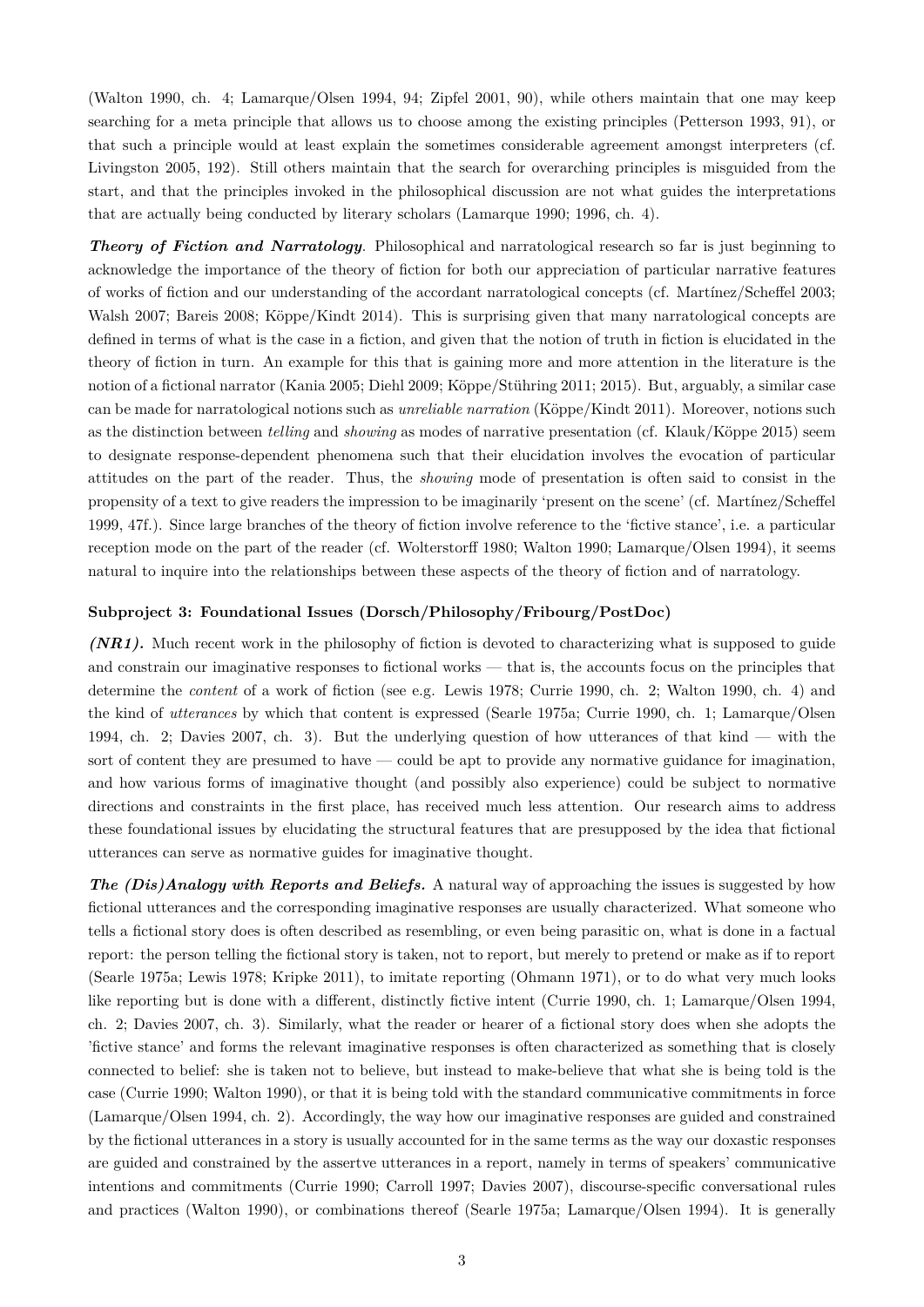(Walton 1990, ch. 4; Lamarque/Olsen 1994, 94; Zipfel 2001, 90), while others maintain that one may keep searching for a meta principle that allows us to choose among the existing principles (Petterson 1993, 91), or that such a principle would at least explain the sometimes considerable agreement amongst interpreters (cf. Livingston 2005, 192). Still others maintain that the search for overarching principles is misguided from the start, and that the principles invoked in the philosophical discussion are not what guides the interpretations that are actually being conducted by literary scholars (Lamarque 1990; 1996, ch. 4).

***Theory of Fiction and Narratology*.** Philosophical and narratological research so far is just beginning to acknowledge the importance of the theory of fiction for both our appreciation of particular narrative features of works of fiction and our understanding of the accordant narratological concepts (cf. Martínez/Scheffel 2003; Walsh 2007; Bareis 2008; Köppe/Kindt 2014). This is surprising given that many narratological concepts are defined in terms of what is the case in a fiction, and given that the notion of truth in fiction is elucidated in the theory of fiction in turn. An example for this that is gaining more and more attention in the literature is the notion of a fictional narrator (Kania 2005; Diehl 2009; Köppe/Stühring 2011; 2015). But, arguably, a similar case can be made for narratological notions such as *unreliable narration* (Köppe/Kindt 2011). Moreover, notions such as the distinction between *telling* and *showing* as modes of narrative presentation (cf. Klauk/Köppe 2015) seem to designate response-dependent phenomena such that their elucidation involves the evocation of particular attitudes on the part of the reader. Thus, the *showing* mode of presentation is often said to consist in the propensity of a text to give readers the impression to be imaginarily 'present on the scene' (cf. Martínez/Scheffel 1999, 47f.). Since large branches of the theory of fiction involve reference to the 'fictive stance', i.e. a particular reception mode on the part of the reader (cf. Wolterstorff 1980; Walton 1990; Lamarque/Olsen 1994), it seems natural to inquire into the relationships between these aspects of the theory of fiction and of narratology.

**Subproject 3: Foundational Issues (Dorsch/Philosophy/Fribourg/PostDoc)**

***(NR1).*** Much recent work in the philosophy of fiction is devoted to characterizing what is supposed to guide and constrain our imaginative responses to fictional works — that is, the accounts focus on the principles that determine the *content* of a work of fiction (see e.g. Lewis 1978; Currie 1990, ch. 2; Walton 1990, ch. 4) and the kind of *utterances* by which that content is expressed (Searle 1975a; Currie 1990, ch. 1; Lamarque/Olsen 1994, ch. 2; Davies 2007, ch. 3). But the underlying question of how utterances of that kind — with the sort of content they are presumed to have — could be apt to provide any normative guidance for imagination, and how various forms of imaginative thought (and possibly also experience) could be subject to normative directions and constraints in the first place, has received much less attention. Our research aims to address these foundational issues by elucidating the structural features that are presupposed by the idea that fictional utterances can serve as normative guides for imaginative thought.

***The (Dis)Analogy with Reports and Beliefs.*** A natural way of approaching the issues is suggested by how fictional utterances and the corresponding imaginative responses are usually characterized. What someone who tells a fictional story does is often described as resembling, or even being parasitic on, what is done in a factual report: the person telling the fictional story is taken, not to report, but merely to pretend or make as if to report (Searle 1975a; Lewis 1978; Kripke 2011), to imitate reporting (Ohmann 1971), or to do what very much looks like reporting but is done with a different, distinctly fictive intent (Currie 1990, ch. 1; Lamarque/Olsen 1994, ch. 2; Davies 2007, ch. 3). Similarly, what the reader or hearer of a fictional story does when she adopts the 'fictive stance' and forms the relevant imaginative responses is often characterized as something that is closely connected to belief: she is taken not to believe, but instead to make-believe that what she is being told is the case (Currie 1990; Walton 1990), or that it is being told with the standard communicative commitments in force (Lamarque/Olsen 1994, ch. 2). Accordingly, the way how our imaginative responses are guided and constrained by the fictional utterances in a story is usually accounted for in the same terms as the way our doxastic responses are guided and constrained by the assertve utterances in a report, namely in terms of speakers' communicative intentions and commitments (Currie 1990; Carroll 1997; Davies 2007), discourse-specific conversational rules and practices (Walton 1990), or combinations thereof (Searle 1975a; Lamarque/Olsen 1994). It is generally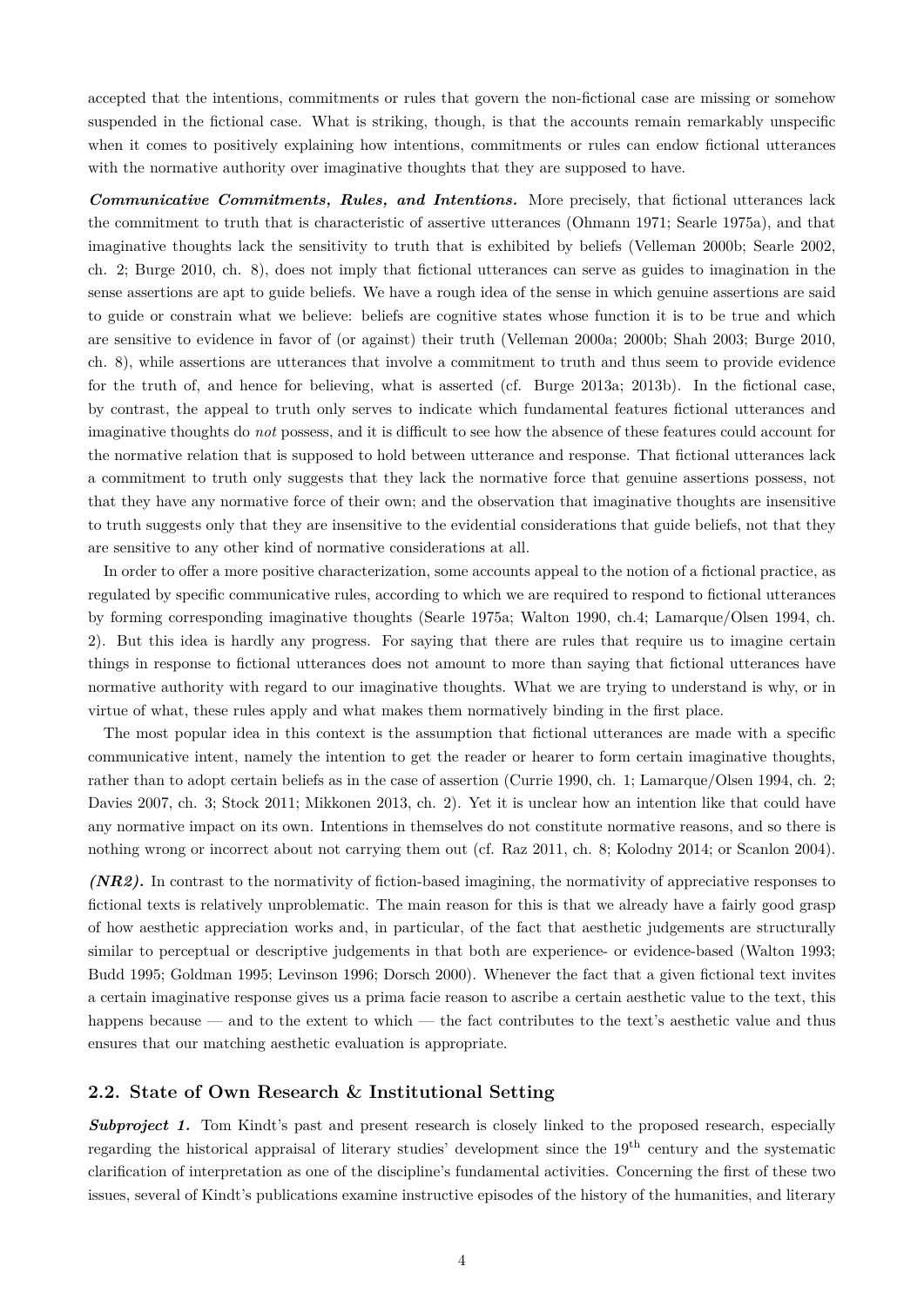accepted that the intentions, commitments or rules that govern the non-fictional case are missing or somehow suspended in the fictional case. What is striking, though, is that the accounts remain remarkably unspecific when it comes to positively explaining how intentions, commitments or rules can endow fictional utterances with the normative authority over imaginative thoughts that they are supposed to have.

***Communicative Commitments, Rules, and Intentions.*** More precisely, that fictional utterances lack the commitment to truth that is characteristic of assertive utterances (Ohmann 1971; Searle 1975a), and that imaginative thoughts lack the sensitivity to truth that is exhibited by beliefs (Velleman 2000b; Searle 2002, ch. 2; Burge 2010, ch. 8), does not imply that fictional utterances can serve as guides to imagination in the sense assertions are apt to guide beliefs. We have a rough idea of the sense in which genuine assertions are said to guide or constrain what we believe: beliefs are cognitive states whose function it is to be true and which are sensitive to evidence in favor of (or against) their truth (Velleman 2000a; 2000b; Shah 2003; Burge 2010, ch. 8), while assertions are utterances that involve a commitment to truth and thus seem to provide evidence for the truth of, and hence for believing, what is asserted (cf. Burge 2013a; 2013b). In the fictional case, by contrast, the appeal to truth only serves to indicate which fundamental features fictional utterances and imaginative thoughts do *not* possess, and it is difficult to see how the absence of these features could account for the normative relation that is supposed to hold between utterance and response. That fictional utterances lack a commitment to truth only suggests that they lack the normative force that genuine assertions possess, not that they have any normative force of their own; and the observation that imaginative thoughts are insensitive to truth suggests only that they are insensitive to the evidential considerations that guide beliefs, not that they are sensitive to any other kind of normative considerations at all.

In order to offer a more positive characterization, some accounts appeal to the notion of a fictional practice, as regulated by specific communicative rules, according to which we are required to respond to fictional utterances by forming corresponding imaginative thoughts (Searle 1975a; Walton 1990, ch.4; Lamarque/Olsen 1994, ch. 2). But this idea is hardly any progress. For saying that there are rules that require us to imagine certain things in response to fictional utterances does not amount to more than saying that fictional utterances have normative authority with regard to our imaginative thoughts. What we are trying to understand is why, or in virtue of what, these rules apply and what makes them normatively binding in the first place.

The most popular idea in this context is the assumption that fictional utterances are made with a specific communicative intent, namely the intention to get the reader or hearer to form certain imaginative thoughts, rather than to adopt certain beliefs as in the case of assertion (Currie 1990, ch. 1; Lamarque/Olsen 1994, ch. 2; Davies 2007, ch. 3; Stock 2011; Mikkonen 2013, ch. 2). Yet it is unclear how an intention like that could have any normative impact on its own. Intentions in themselves do not constitute normative reasons, and so there is nothing wrong or incorrect about not carrying them out (cf. Raz 2011, ch. 8; Kolodny 2014; or Scanlon 2004).

***(NR2).*** In contrast to the normativity of fiction-based imagining, the normativity of appreciative responses to fictional texts is relatively unproblematic. The main reason for this is that we already have a fairly good grasp of how aesthetic appreciation works and, in particular, of the fact that aesthetic judgements are structurally similar to perceptual or descriptive judgements in that both are experience- or evidence-based (Walton 1993; Budd 1995; Goldman 1995; Levinson 1996; Dorsch 2000). Whenever the fact that a given fictional text invites a certain imaginative response gives us a prima facie reason to ascribe a certain aesthetic value to the text, this happens because — and to the extent to which — the fact contributes to the text's aesthetic value and thus ensures that our matching aesthetic evaluation is appropriate.

## 2.2. State of Own Research & Institutional Setting

***Subproject 1.*** Tom Kindt's past and present research is closely linked to the proposed research, especially regarding the historical appraisal of literary studies' development since the 19th century and the systematic clarification of interpretation as one of the discipline's fundamental activities. Concerning the first of these two issues, several of Kindt's publications examine instructive episodes of the history of the humanities, and literary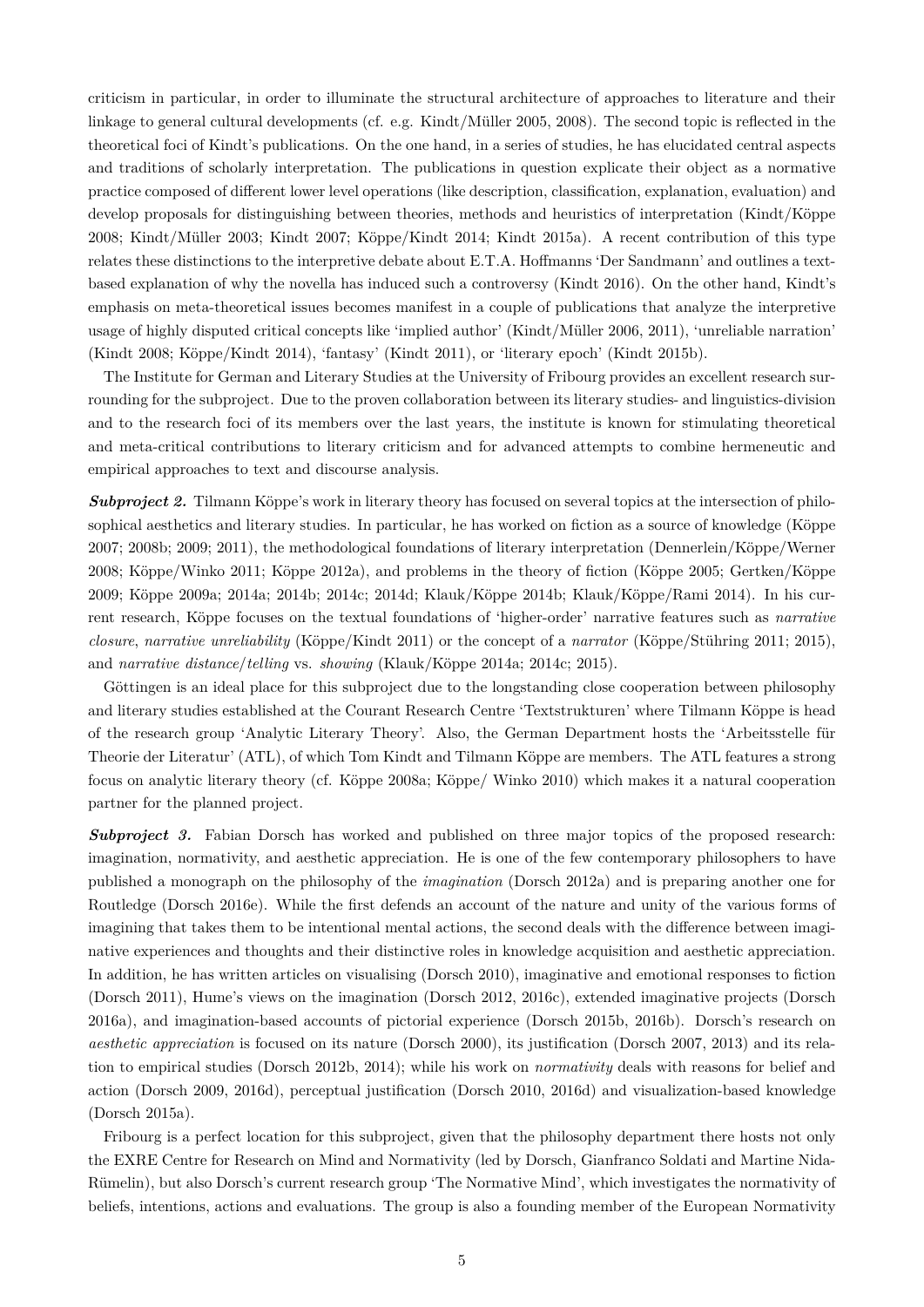criticism in particular, in order to illuminate the structural architecture of approaches to literature and their linkage to general cultural developments (cf. e.g. Kindt/Müller 2005, 2008). The second topic is reflected in the theoretical foci of Kindt's publications. On the one hand, in a series of studies, he has elucidated central aspects and traditions of scholarly interpretation. The publications in question explicate their object as a normative practice composed of different lower level operations (like description, classification, explanation, evaluation) and develop proposals for distinguishing between theories, methods and heuristics of interpretation (Kindt/Köppe 2008; Kindt/Müller 2003; Kindt 2007; Köppe/Kindt 2014; Kindt 2015a). A recent contribution of this type relates these distinctions to the interpretive debate about E.T.A. Hoffmanns 'Der Sandmann' and outlines a text-based explanation of why the novella has induced such a controversy (Kindt 2016). On the other hand, Kindt's emphasis on meta-theoretical issues becomes manifest in a couple of publications that analyze the interpretive usage of highly disputed critical concepts like 'implied author' (Kindt/Müller 2006, 2011), 'unreliable narration' (Kindt 2008; Köppe/Kindt 2014), 'fantasy' (Kindt 2011), or 'literary epoch' (Kindt 2015b).

The Institute for German and Literary Studies at the University of Fribourg provides an excellent research surrounding for the subproject. Due to the proven collaboration between its literary studies- and linguistics-division and to the research foci of its members over the last years, the institute is known for stimulating theoretical and meta-critical contributions to literary criticism and for advanced attempts to combine hermeneutic and empirical approaches to text and discourse analysis.

***Subproject 2.*** Tilmann Köppe's work in literary theory has focused on several topics at the intersection of philosophical aesthetics and literary studies. In particular, he has worked on fiction as a source of knowledge (Köppe 2007; 2008b; 2009; 2011), the methodological foundations of literary interpretation (Dennerlein/Köppe/Werner 2008; Köppe/Winko 2011; Köppe 2012a), and problems in the theory of fiction (Köppe 2005; Gertken/Köppe 2009; Köppe 2009a; 2014a; 2014b; 2014c; 2014d; Klauk/Köppe 2014b; Klauk/Köppe/Rami 2014). In his current research, Köppe focuses on the textual foundations of 'higher-order' narrative features such as *narrative closure*, *narrative unreliability* (Köppe/Kindt 2011) or the concept of a *narrator* (Köppe/Stühring 2011; 2015), and *narrative distance/telling* vs. *showing* (Klauk/Köppe 2014a; 2014c; 2015).

Göttingen is an ideal place for this subproject due to the longstanding close cooperation between philosophy and literary studies established at the Courant Research Centre 'Textstrukturen' where Tilmann Köppe is head of the research group 'Analytic Literary Theory'. Also, the German Department hosts the 'Arbeitsstelle für Theorie der Literatur' (ATL), of which Tom Kindt and Tilmann Köppe are members. The ATL features a strong focus on analytic literary theory (cf. Köppe 2008a; Köppe/ Winko 2010) which makes it a natural cooperation partner for the planned project.

***Subproject 3.*** Fabian Dorsch has worked and published on three major topics of the proposed research: imagination, normativity, and aesthetic appreciation. He is one of the few contemporary philosophers to have published a monograph on the philosophy of the *imagination* (Dorsch 2012a) and is preparing another one for Routledge (Dorsch 2016e). While the first defends an account of the nature and unity of the various forms of imagining that takes them to be intentional mental actions, the second deals with the difference between imaginative experiences and thoughts and their distinctive roles in knowledge acquisition and aesthetic appreciation. In addition, he has written articles on visualising (Dorsch 2010), imaginative and emotional responses to fiction (Dorsch 2011), Hume's views on the imagination (Dorsch 2012, 2016c), extended imaginative projects (Dorsch 2016a), and imagination-based accounts of pictorial experience (Dorsch 2015b, 2016b). Dorsch's research on *aesthetic appreciation* is focused on its nature (Dorsch 2000), its justification (Dorsch 2007, 2013) and its relation to empirical studies (Dorsch 2012b, 2014); while his work on *normativity* deals with reasons for belief and action (Dorsch 2009, 2016d), perceptual justification (Dorsch 2010, 2016d) and visualization-based knowledge (Dorsch 2015a).

Fribourg is a perfect location for this subproject, given that the philosophy department there hosts not only the EXRE Centre for Research on Mind and Normativity (led by Dorsch, Gianfranco Soldati and Martine Nida-Rümelin), but also Dorsch's current research group 'The Normative Mind', which investigates the normativity of beliefs, intentions, actions and evaluations. The group is also a founding member of the European Normativity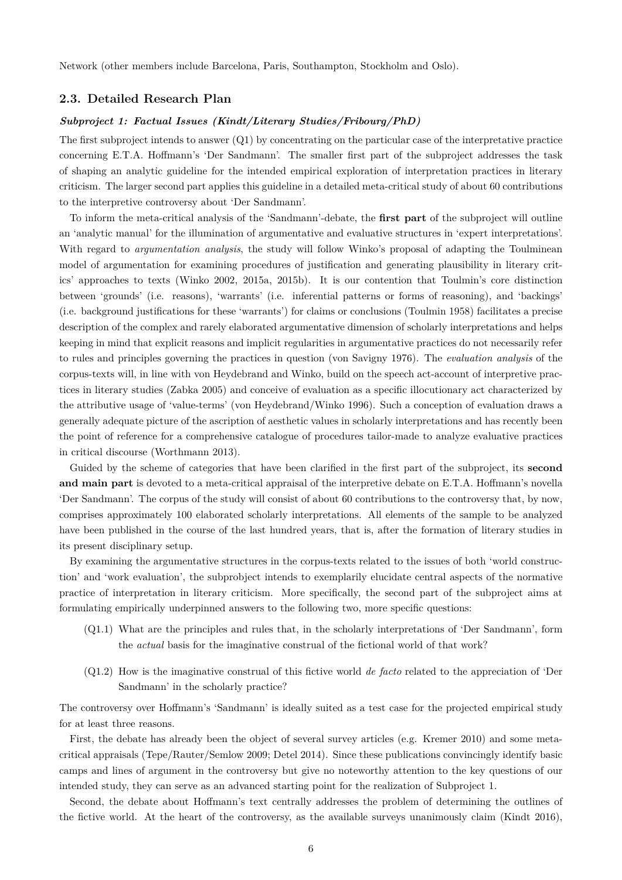Network (other members include Barcelona, Paris, Southampton, Stockholm and Oslo).

### 2.3. Detailed Research Plan

#### *Subproject 1: Factual Issues (Kindt/Literary Studies/Fribourg/PhD)*

The first subproject intends to answer (Q1) by concentrating on the particular case of the interpretative practice concerning E.T.A. Hoffmann's 'Der Sandmann'. The smaller first part of the subproject addresses the task of shaping an analytic guideline for the intended empirical exploration of interpretation practices in literary criticism. The larger second part applies this guideline in a detailed meta-critical study of about 60 contributions to the interpretive controversy about 'Der Sandmann'.

To inform the meta-critical analysis of the 'Sandmann'-debate, the **first part** of the subproject will outline an 'analytic manual' for the illumination of argumentative and evaluative structures in 'expert interpretations'. With regard to *argumentation analysis*, the study will follow Winko's proposal of adapting the Toulminean model of argumentation for examining procedures of justification and generating plausibility in literary critics' approaches to texts (Winko 2002, 2015a, 2015b). It is our contention that Toulmin's core distinction between 'grounds' (i.e. reasons), 'warrants' (i.e. inferential patterns or forms of reasoning), and 'backings' (i.e. background justifications for these 'warrants') for claims or conclusions (Toulmin 1958) facilitates a precise description of the complex and rarely elaborated argumentative dimension of scholarly interpretations and helps keeping in mind that explicit reasons and implicit regularities in argumentative practices do not necessarily refer to rules and principles governing the practices in question (von Savigny 1976). The *evaluation analysis* of the corpus-texts will, in line with von Heydebrand and Winko, build on the speech act-account of interpretive practices in literary studies (Zabka 2005) and conceive of evaluation as a specific illocutionary act characterized by the attributive usage of 'value-terms' (von Heydebrand/Winko 1996). Such a conception of evaluation draws a generally adequate picture of the ascription of aesthetic values in scholarly interpretations and has recently been the point of reference for a comprehensive catalogue of procedures tailor-made to analyze evaluative practices in critical discourse (Worthmann 2013).

Guided by the scheme of categories that have been clarified in the first part of the subproject, its **second and main part** is devoted to a meta-critical appraisal of the interpretive debate on E.T.A. Hoffmann's novella 'Der Sandmann'. The corpus of the study will consist of about 60 contributions to the controversy that, by now, comprises approximately 100 elaborated scholarly interpretations. All elements of the sample to be analyzed have been published in the course of the last hundred years, that is, after the formation of literary studies in its present disciplinary setup.

By examining the argumentative structures in the corpus-texts related to the issues of both 'world construction' and 'work evaluation', the subprobject intends to exemplarily elucidate central aspects of the normative practice of interpretation in literary criticism. More specifically, the second part of the subproject aims at formulating empirically underpinned answers to the following two, more specific questions:

- (Q1.1) What are the principles and rules that, in the scholarly interpretations of 'Der Sandmann', form the *actual* basis for the imaginative construal of the fictional world of that work?
- (Q1.2) How is the imaginative construal of this fictive world *de facto* related to the appreciation of 'Der Sandmann' in the scholarly practice?

The controversy over Hoffmann's 'Sandmann' is ideally suited as a test case for the projected empirical study for at least three reasons.

First, the debate has already been the object of several survey articles (e.g. Kremer 2010) and some meta-critical appraisals (Tepe/Rauter/Semlow 2009; Detel 2014). Since these publications convincingly identify basic camps and lines of argument in the controversy but give no noteworthy attention to the key questions of our intended study, they can serve as an advanced starting point for the realization of Subproject 1.

Second, the debate about Hoffmann's text centrally addresses the problem of determining the outlines of the fictive world. At the heart of the controversy, as the available surveys unanimously claim (Kindt 2016),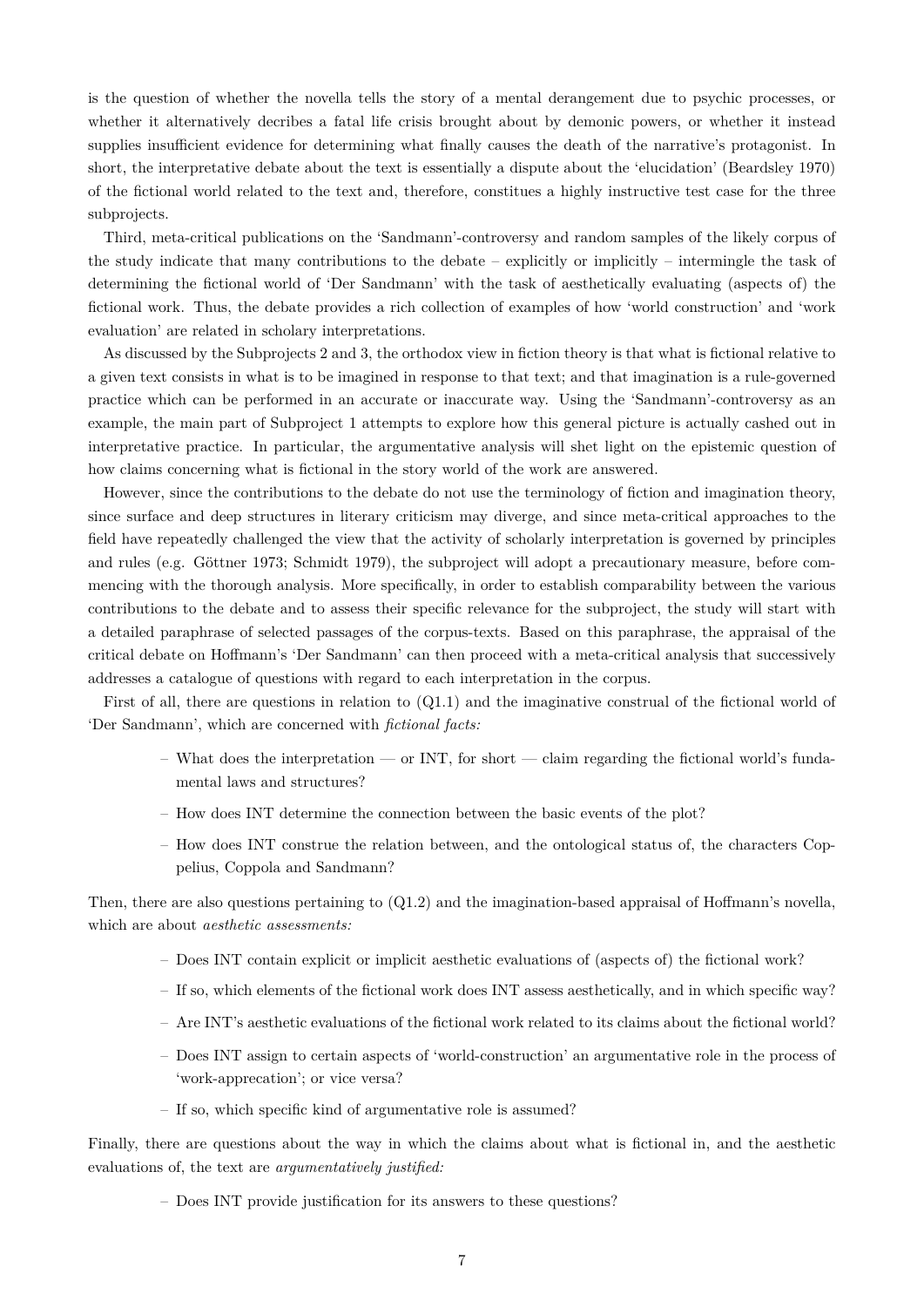is the question of whether the novella tells the story of a mental derangement due to psychic processes, or whether it alternatively decribes a fatal life crisis brought about by demonic powers, or whether it instead supplies insufficient evidence for determining what finally causes the death of the narrative's protagonist. In short, the interpretative debate about the text is essentially a dispute about the 'elucidation' (Beardsley 1970) of the fictional world related to the text and, therefore, constitues a highly instructive test case for the three subprojects.

Third, meta-critical publications on the 'Sandmann'-controversy and random samples of the likely corpus of the study indicate that many contributions to the debate – explicitly or implicitly – intermingle the task of determining the fictional world of 'Der Sandmann' with the task of aesthetically evaluating (aspects of) the fictional work. Thus, the debate provides a rich collection of examples of how 'world construction' and 'work evaluation' are related in scholary interpretations.

As discussed by the Subprojects 2 and 3, the orthodox view in fiction theory is that what is fictional relative to a given text consists in what is to be imagined in response to that text; and that imagination is a rule-governed practice which can be performed in an accurate or inaccurate way. Using the 'Sandmann'-controversy as an example, the main part of Subproject 1 attempts to explore how this general picture is actually cashed out in interpretative practice. In particular, the argumentative analysis will shet light on the epistemic question of how claims concerning what is fictional in the story world of the work are answered.

However, since the contributions to the debate do not use the terminology of fiction and imagination theory, since surface and deep structures in literary criticism may diverge, and since meta-critical approaches to the field have repeatedly challenged the view that the activity of scholarly interpretation is governed by principles and rules (e.g. Göttner 1973; Schmidt 1979), the subproject will adopt a precautionary measure, before commencing with the thorough analysis. More specifically, in order to establish comparability between the various contributions to the debate and to assess their specific relevance for the subproject, the study will start with a detailed paraphrase of selected passages of the corpus-texts. Based on this paraphrase, the appraisal of the critical debate on Hoffmann's 'Der Sandmann' can then proceed with a meta-critical analysis that successively addresses a catalogue of questions with regard to each interpretation in the corpus.

First of all, there are questions in relation to (Q1.1) and the imaginative construal of the fictional world of 'Der Sandmann', which are concerned with *fictional facts:*

- What does the interpretation — or INT, for short — claim regarding the fictional world's fundamental laws and structures?
- How does INT determine the connection between the basic events of the plot?
- How does INT construe the relation between, and the ontological status of, the characters Coppelius, Coppola and Sandmann?

Then, there are also questions pertaining to (Q1.2) and the imagination-based appraisal of Hoffmann's novella, which are about *aesthetic assessments:*

- Does INT contain explicit or implicit aesthetic evaluations of (aspects of) the fictional work?
- If so, which elements of the fictional work does INT assess aesthetically, and in which specific way?
- Are INT's aesthetic evaluations of the fictional work related to its claims about the fictional world?
- Does INT assign to certain aspects of 'world-construction' an argumentative role in the process of 'work-apprecation'; or vice versa?
- If so, which specific kind of argumentative role is assumed?

Finally, there are questions about the way in which the claims about what is fictional in, and the aesthetic evaluations of, the text are *argumentatively justified:*

- Does INT provide justification for its answers to these questions?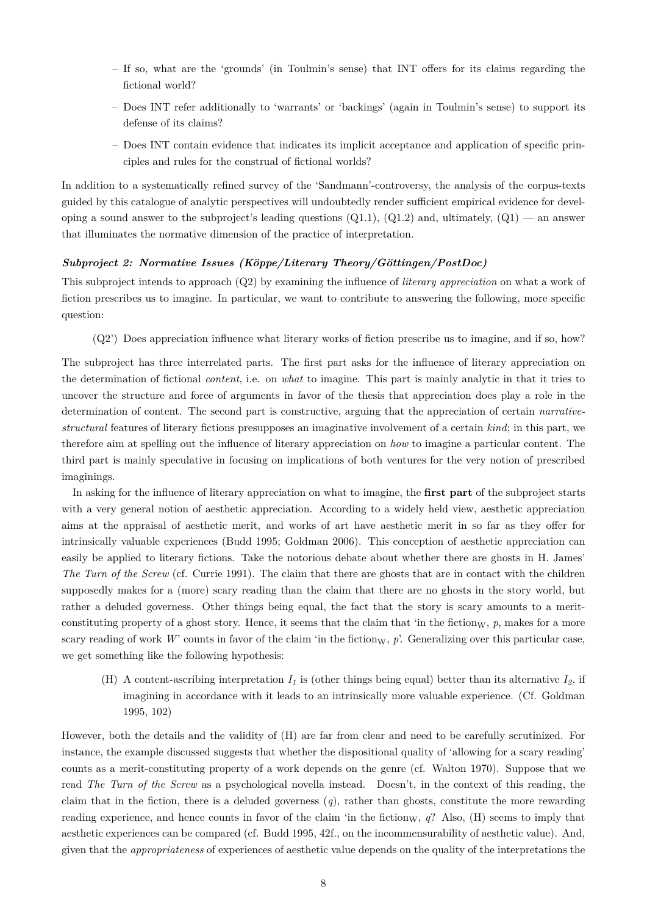- If so, what are the 'grounds' (in Toulmin's sense) that INT offers for its claims regarding the fictional world?
- Does INT refer additionally to 'warrants' or 'backings' (again in Toulmin's sense) to support its defense of its claims?
- Does INT contain evidence that indicates its implicit acceptance and application of specific principles and rules for the construal of fictional worlds?

In addition to a systematically refined survey of the 'Sandmann'-controversy, the analysis of the corpus-texts guided by this catalogue of analytic perspectives will undoubtedly render sufficient empirical evidence for developing a sound answer to the subproject's leading questions (Q1.1), (Q1.2) and, ultimately, (Q1) — an answer that illuminates the normative dimension of the practice of interpretation.

***Subproject 2: Normative Issues (Köppe/Literary Theory/Göttingen/PostDoc)***

This subproject intends to approach (Q2) by examining the influence of *literary appreciation* on what a work of fiction prescribes us to imagine. In particular, we want to contribute to answering the following, more specific question:

(Q2') Does appreciation influence what literary works of fiction prescribe us to imagine, and if so, how?

The subproject has three interrelated parts. The first part asks for the influence of literary appreciation on the determination of fictional *content*, i.e. on *what* to imagine. This part is mainly analytic in that it tries to uncover the structure and force of arguments in favor of the thesis that appreciation does play a role in the determination of content. The second part is constructive, arguing that the appreciation of certain *narrative-structural* features of literary fictions presupposes an imaginative involvement of a certain *kind*; in this part, we therefore aim at spelling out the influence of literary appreciation on *how* to imagine a particular content. The third part is mainly speculative in focusing on implications of both ventures for the very notion of prescribed imaginings.

In asking for the influence of literary appreciation on what to imagine, the **first part** of the subproject starts with a very general notion of aesthetic appreciation. According to a widely held view, aesthetic appreciation aims at the appraisal of aesthetic merit, and works of art have aesthetic merit in so far as they offer for intrinsically valuable experiences (Budd 1995; Goldman 2006). This conception of aesthetic appreciation can easily be applied to literary fictions. Take the notorious debate about whether there are ghosts in H. James' *The Turn of the Screw* (cf. Currie 1991). The claim that there are ghosts that are in contact with the children supposedly makes for a (more) scary reading than the claim that there are no ghosts in the story world, but rather a deluded governess. Other things being equal, the fact that the story is scary amounts to a merit-constituting property of a ghost story. Hence, it seems that the claim that 'in the fiction$_W$, $p$, makes for a more scary reading of work $W$' counts in favor of the claim 'in the fiction$_W$, $p$'. Generalizing over this particular case, we get something like the following hypothesis:

(H) A content-ascribing interpretation $I_1$ is (other things being equal) better than its alternative $I_2$, if imagining in accordance with it leads to an intrinsically more valuable experience. (Cf. Goldman 1995, 102)

However, both the details and the validity of (H) are far from clear and need to be carefully scrutinized. For instance, the example discussed suggests that whether the dispositional quality of 'allowing for a scary reading' counts as a merit-constituting property of a work depends on the genre (cf. Walton 1970). Suppose that we read *The Turn of the Screw* as a psychological novella instead. Doesn't, in the context of this reading, the claim that in the fiction, there is a deluded governess ($q$), rather than ghosts, constitute the more rewarding reading experience, and hence counts in favor of the claim 'in the fiction$_W$, $q$'? Also, (H) seems to imply that aesthetic experiences can be compared (cf. Budd 1995, 42f., on the incommensurability of aesthetic value). And, given that the *appropriateness* of experiences of aesthetic value depends on the quality of the interpretations the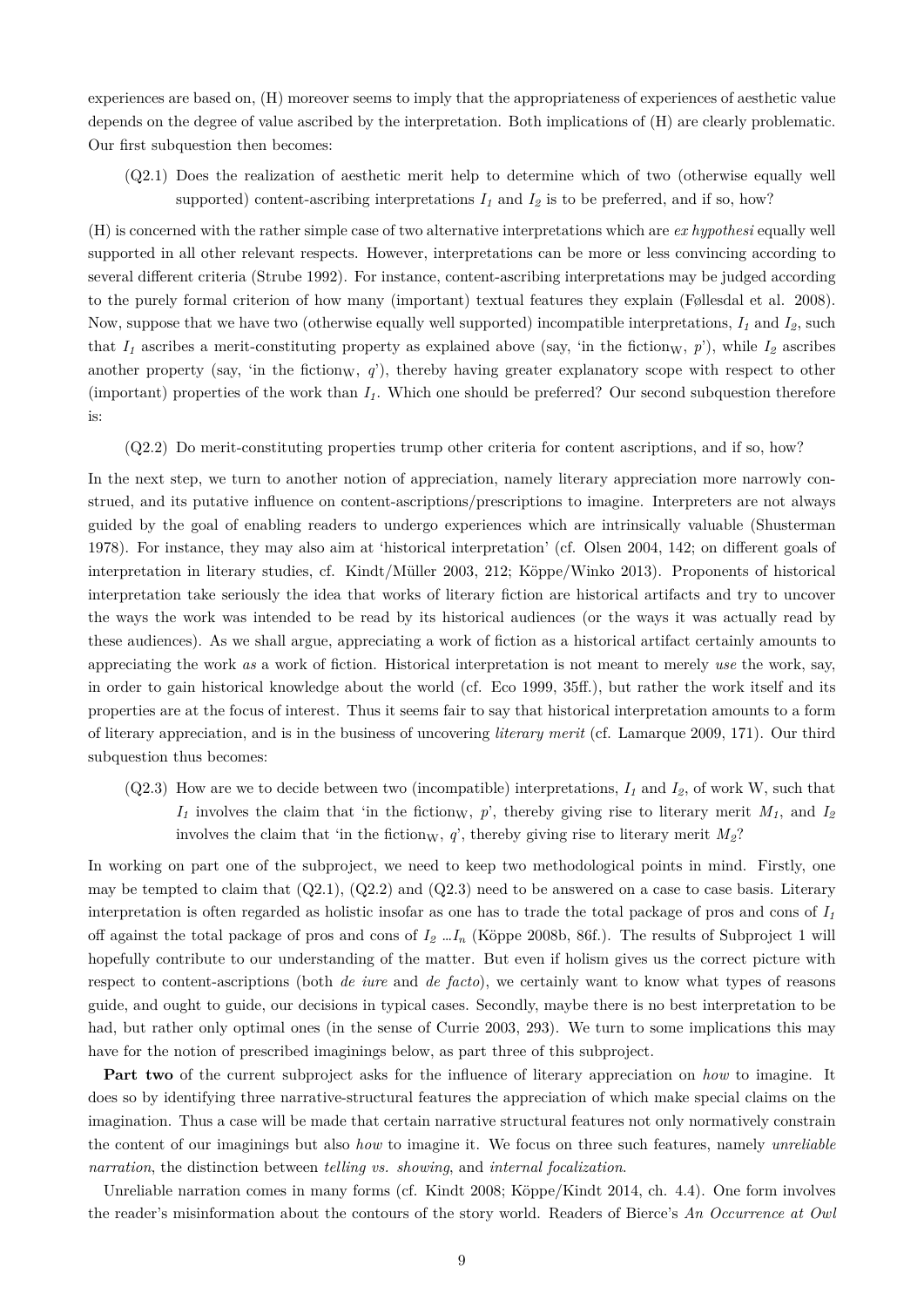experiences are based on, (H) moreover seems to imply that the appropriateness of experiences of aesthetic value depends on the degree of value ascribed by the interpretation. Both implications of (H) are clearly problematic. Our first subquestion then becomes:

(Q2.1) Does the realization of aesthetic merit help to determine which of two (otherwise equally well supported) content-ascribing interpretations $I_1$ and $I_2$ is to be preferred, and if so, how?

(H) is concerned with the rather simple case of two alternative interpretations which are *ex hypothesi* equally well supported in all other relevant respects. However, interpretations can be more or less convincing according to several different criteria (Strube 1992). For instance, content-ascribing interpretations may be judged according to the purely formal criterion of how many (important) textual features they explain (Føllesdal et al. 2008). Now, suppose that we have two (otherwise equally well supported) incompatible interpretations, $I_1$ and $I_2$, such that $I_1$ ascribes a merit-constituting property as explained above (say, 'in the fiction$_W$, *p*'), while $I_2$ ascribes another property (say, 'in the fiction$_W$, *q*'), thereby having greater explanatory scope with respect to other (important) properties of the work than $I_1$. Which one should be preferred? Our second subquestion therefore is:

(Q2.2) Do merit-constituting properties trump other criteria for content ascriptions, and if so, how?

In the next step, we turn to another notion of appreciation, namely literary appreciation more narrowly construed, and its putative influence on content-ascriptions/prescriptions to imagine. Interpreters are not always guided by the goal of enabling readers to undergo experiences which are intrinsically valuable (Shusterman 1978). For instance, they may also aim at 'historical interpretation' (cf. Olsen 2004, 142; on different goals of interpretation in literary studies, cf. Kindt/Müller 2003, 212; Köppe/Winko 2013). Proponents of historical interpretation take seriously the idea that works of literary fiction are historical artifacts and try to uncover the ways the work was intended to be read by its historical audiences (or the ways it was actually read by these audiences). As we shall argue, appreciating a work of fiction as a historical artifact certainly amounts to appreciating the work *as* a work of fiction. Historical interpretation is not meant to merely *use* the work, say, in order to gain historical knowledge about the world (cf. Eco 1999, 35ff.), but rather the work itself and its properties are at the focus of interest. Thus it seems fair to say that historical interpretation amounts to a form of literary appreciation, and is in the business of uncovering *literary merit* (cf. Lamarque 2009, 171). Our third subquestion thus becomes:

(Q2.3) How are we to decide between two (incompatible) interpretations, $I_1$ and $I_2$, of work W, such that $I_1$ involves the claim that 'in the fiction$_W$, *p*', thereby giving rise to literary merit $M_1$, and $I_2$ involves the claim that 'in the fiction$_W$, *q*', thereby giving rise to literary merit $M_2$?

In working on part one of the subproject, we need to keep two methodological points in mind. Firstly, one may be tempted to claim that (Q2.1), (Q2.2) and (Q2.3) need to be answered on a case to case basis. Literary interpretation is often regarded as holistic insofar as one has to trade the total package of pros and cons of $I_1$ off against the total package of pros and cons of $I_2$ ...$I_n$ (Köppe 2008b, 86f.). The results of Subproject 1 will hopefully contribute to our understanding of the matter. But even if holism gives us the correct picture with respect to content-ascriptions (both *de iure* and *de facto*), we certainly want to know what types of reasons guide, and ought to guide, our decisions in typical cases. Secondly, maybe there is no best interpretation to be had, but rather only optimal ones (in the sense of Currie 2003, 293). We turn to some implications this may have for the notion of prescribed imaginings below, as part three of this subproject.

**Part two** of the current subproject asks for the influence of literary appreciation on *how* to imagine. It does so by identifying three narrative-structural features the appreciation of which make special claims on the imagination. Thus a case will be made that certain narrative structural features not only normatively constrain the content of our imaginings but also *how* to imagine it. We focus on three such features, namely *unreliable narration*, the distinction between *telling vs. showing*, and *internal focalization*.

Unreliable narration comes in many forms (cf. Kindt 2008; Köppe/Kindt 2014, ch. 4.4). One form involves the reader's misinformation about the contours of the story world. Readers of Bierce's *An Occurrence at Owl*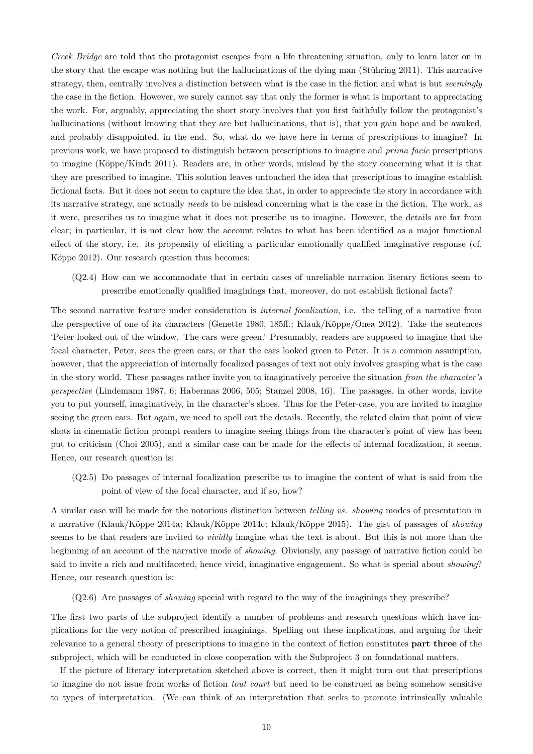*Creek Bridge* are told that the protagonist escapes from a life threatening situation, only to learn later on in the story that the escape was nothing but the hallucinations of the dying man (Stühring 2011). This narrative strategy, then, centrally involves a distinction between what is the case in the fiction and what is but *seemingly* the case in the fiction. However, we surely cannot say that only the former is what is important to appreciating the work. For, arguably, appreciating the short story involves that you first faithfully follow the protagonist's hallucinations (without knowing that they are but hallucinations, that is), that you gain hope and be awaked, and probably disappointed, in the end. So, what do we have here in terms of prescriptions to imagine? In previous work, we have proposed to distinguish between prescriptions to imagine and *prima facie* prescriptions to imagine (Köppe/Kindt 2011). Readers are, in other words, mislead by the story concerning what it is that they are prescribed to imagine. This solution leaves untouched the idea that prescriptions to imagine establish fictional facts. But it does not seem to capture the idea that, in order to appreciate the story in accordance with its narrative strategy, one actually *needs* to be mislead concerning what is the case in the fiction. The work, as it were, prescribes us to imagine what it does not prescribe us to imagine. However, the details are far from clear; in particular, it is not clear how the account relates to what has been identified as a major functional effect of the story, i.e. its propensity of eliciting a particular emotionally qualified imaginative response (cf. Köppe 2012). Our research question thus becomes:

(Q2.4) How can we accommodate that in certain cases of unreliable narration literary fictions seem to prescribe emotionally qualified imaginings that, moreover, do not establish fictional facts?

The second narrative feature under consideration is *internal focalization*, i.e. the telling of a narrative from the perspective of one of its characters (Genette 1980, 185ff.; Klauk/Köppe/Onea 2012). Take the sentences 'Peter looked out of the window. The cars were green.' Presumably, readers are supposed to imagine that the focal character, Peter, sees the green cars, or that the cars looked green to Peter. It is a common assumption, however, that the appreciation of internally focalized passages of text not only involves grasping what is the case in the story world. These passages rather invite you to imaginatively perceive the situation *from the character's perspective* (Lindemann 1987, 6; Habermas 2006, 505; Stanzel 2008, 16). The passages, in other words, invite you to put yourself, imaginatively, in the character's shoes. Thus for the Peter-case, you are invited to imagine seeing the green cars. But again, we need to spell out the details. Recently, the related claim that point of view shots in cinematic fiction prompt readers to imagine seeing things from the character's point of view has been put to criticism (Choi 2005), and a similar case can be made for the effects of internal focalization, it seems. Hence, our research question is:

(Q2.5) Do passages of internal focalization prescribe us to imagine the content of what is said from the point of view of the focal character, and if so, how?

A similar case will be made for the notorious distinction between *telling vs. showing* modes of presentation in a narrative (Klauk/Köppe 2014a; Klauk/Köppe 2014c; Klauk/Köppe 2015). The gist of passages of *showing* seems to be that readers are invited to *vividly* imagine what the text is about. But this is not more than the beginning of an account of the narrative mode of *showing*. Obviously, any passage of narrative fiction could be said to invite a rich and multifaceted, hence vivid, imaginative engagement. So what is special about *showing*? Hence, our research question is:

(Q2.6) Are passages of *showing* special with regard to the way of the imaginings they prescribe?

The first two parts of the subproject identify a number of problems and research questions which have implications for the very notion of prescribed imaginings. Spelling out these implications, and arguing for their relevance to a general theory of prescriptions to imagine in the context of fiction constitutes **part three** of the subproject, which will be conducted in close cooperation with the Subproject 3 on foundational matters.

If the picture of literary interpretation sketched above is correct, then it might turn out that prescriptions to imagine do not issue from works of fiction *tout court* but need to be construed as being somehow sensitive to types of interpretation. (We can think of an interpretation that seeks to promote intrinsically valuable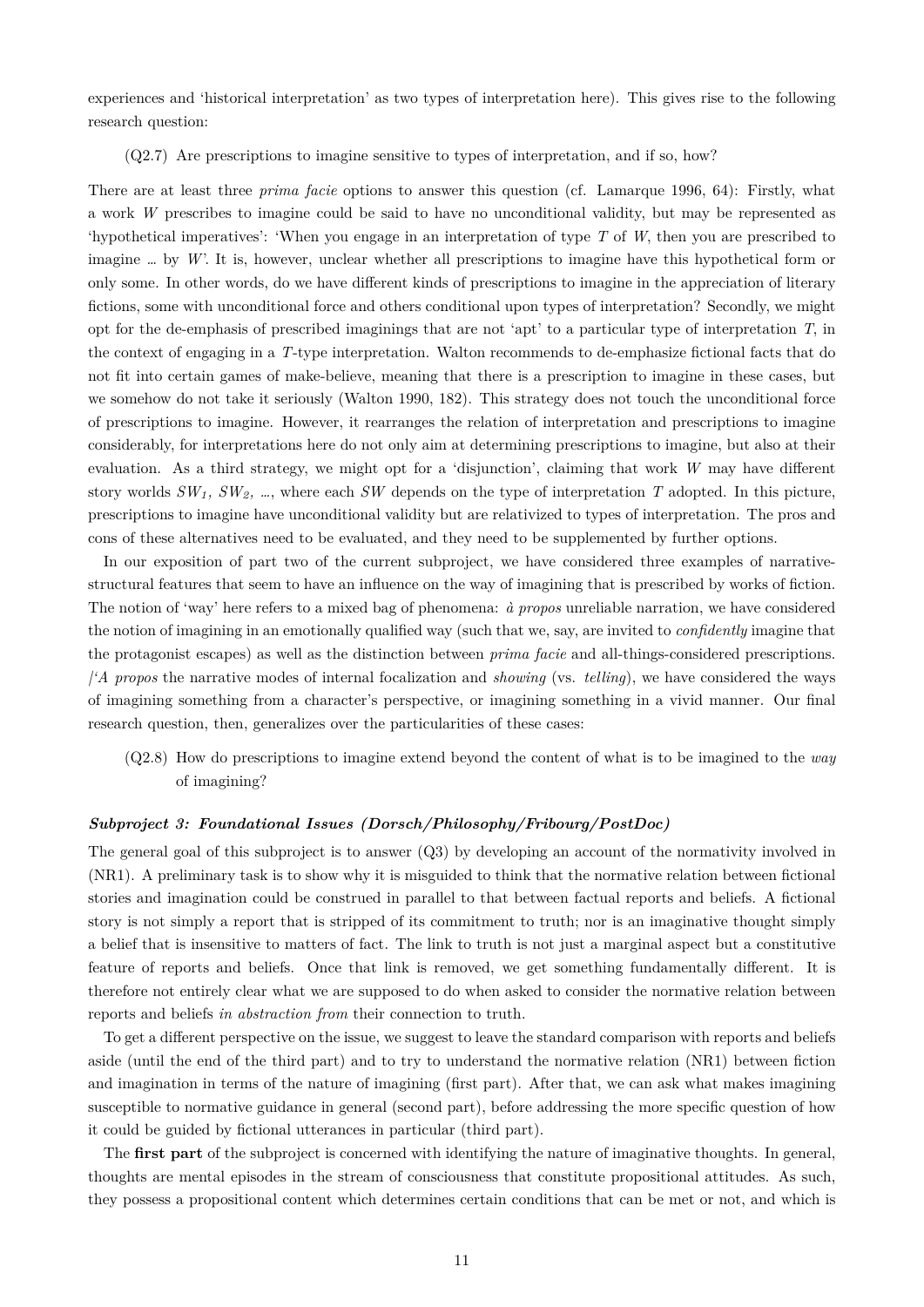experiences and 'historical interpretation' as two types of interpretation here). This gives rise to the following research question:

(Q2.7) Are prescriptions to imagine sensitive to types of interpretation, and if so, how?

There are at least three *prima facie* options to answer this question (cf. Lamarque 1996, 64): Firstly, what a work *W* prescribes to imagine could be said to have no unconditional validity, but may be represented as 'hypothetical imperatives': 'When you engage in an interpretation of type *T* of *W*, then you are prescribed to imagine … by *W*'. It is, however, unclear whether all prescriptions to imagine have this hypothetical form or only some. In other words, do we have different kinds of prescriptions to imagine in the appreciation of literary fictions, some with unconditional force and others conditional upon types of interpretation? Secondly, we might opt for the de-emphasis of prescribed imaginings that are not 'apt' to a particular type of interpretation *T*, in the context of engaging in a *T*-type interpretation. Walton recommends to de-emphasize fictional facts that do not fit into certain games of make-believe, meaning that there is a prescription to imagine in these cases, but we somehow do not take it seriously (Walton 1990, 182). This strategy does not touch the unconditional force of prescriptions to imagine. However, it rearranges the relation of interpretation and prescriptions to imagine considerably, for interpretations here do not only aim at determining prescriptions to imagine, but also at their evaluation. As a third strategy, we might opt for a 'disjunction', claiming that work *W* may have different story worlds $SW_1$, $SW_2$, …, where each *SW* depends on the type of interpretation *T* adopted. In this picture, prescriptions to imagine have unconditional validity but are relativized to types of interpretation. The pros and cons of these alternatives need to be evaluated, and they need to be supplemented by further options.

In our exposition of part two of the current subproject, we have considered three examples of narrative-structural features that seem to have an influence on the way of imagining that is prescribed by works of fiction. The notion of 'way' here refers to a mixed bag of phenomena: *à propos* unreliable narration, we have considered the notion of imagining in an emotionally qualified way (such that we, say, are invited to *confidently* imagine that the protagonist escapes) as well as the distinction between *prima facie* and all-things-considered prescriptions. /'*A propos* the narrative modes of internal focalization and *showing* (vs. *telling*), we have considered the ways of imagining something from a character's perspective, or imagining something in a vivid manner. Our final research question, then, generalizes over the particularities of these cases:

(Q2.8) How do prescriptions to imagine extend beyond the content of what is to be imagined to the *way* of imagining?

#### ***Subproject 3: Foundational Issues (Dorsch/Philosophy/Fribourg/PostDoc)***

The general goal of this subproject is to answer (Q3) by developing an account of the normativity involved in (NR1). A preliminary task is to show why it is misguided to think that the normative relation between fictional stories and imagination could be construed in parallel to that between factual reports and beliefs. A fictional story is not simply a report that is stripped of its commitment to truth; nor is an imaginative thought simply a belief that is insensitive to matters of fact. The link to truth is not just a marginal aspect but a constitutive feature of reports and beliefs. Once that link is removed, we get something fundamentally different. It is therefore not entirely clear what we are supposed to do when asked to consider the normative relation between reports and beliefs *in abstraction from* their connection to truth.

To get a different perspective on the issue, we suggest to leave the standard comparison with reports and beliefs aside (until the end of the third part) and to try to understand the normative relation (NR1) between fiction and imagination in terms of the nature of imagining (first part). After that, we can ask what makes imagining susceptible to normative guidance in general (second part), before addressing the more specific question of how it could be guided by fictional utterances in particular (third part).

The **first part** of the subproject is concerned with identifying the nature of imaginative thoughts. In general, thoughts are mental episodes in the stream of consciousness that constitute propositional attitudes. As such, they possess a propositional content which determines certain conditions that can be met or not, and which is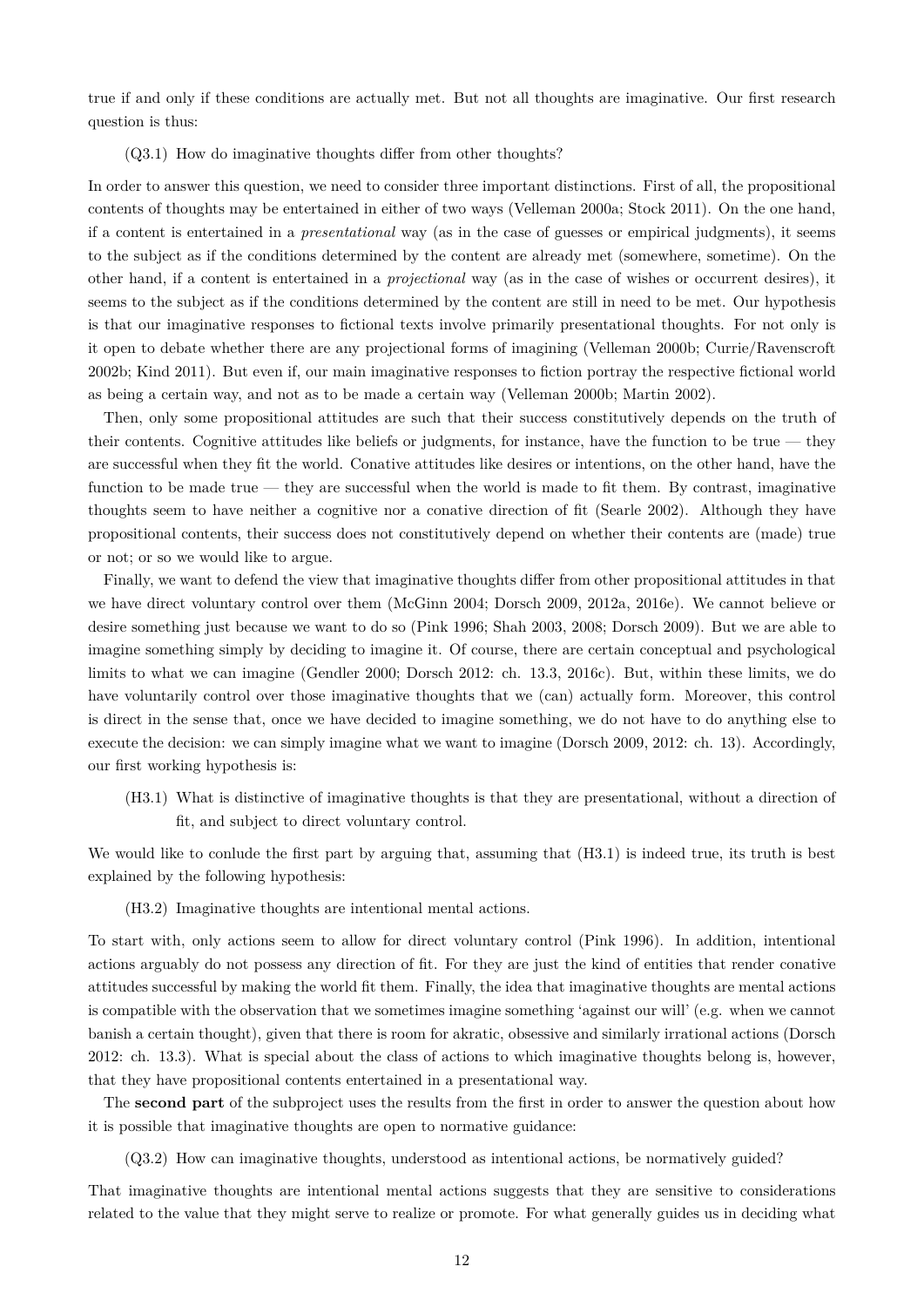true if and only if these conditions are actually met. But not all thoughts are imaginative. Our first research question is thus:

(Q3.1) How do imaginative thoughts differ from other thoughts?

In order to answer this question, we need to consider three important distinctions. First of all, the propositional contents of thoughts may be entertained in either of two ways (Velleman 2000a; Stock 2011). On the one hand, if a content is entertained in a *presentational* way (as in the case of guesses or empirical judgments), it seems to the subject as if the conditions determined by the content are already met (somewhere, sometime). On the other hand, if a content is entertained in a *projectional* way (as in the case of wishes or occurrent desires), it seems to the subject as if the conditions determined by the content are still in need to be met. Our hypothesis is that our imaginative responses to fictional texts involve primarily presentational thoughts. For not only is it open to debate whether there are any projectional forms of imagining (Velleman 2000b; Currie/Ravenscroft 2002b; Kind 2011). But even if, our main imaginative responses to fiction portray the respective fictional world as being a certain way, and not as to be made a certain way (Velleman 2000b; Martin 2002).

Then, only some propositional attitudes are such that their success constitutively depends on the truth of their contents. Cognitive attitudes like beliefs or judgments, for instance, have the function to be true — they are successful when they fit the world. Conative attitudes like desires or intentions, on the other hand, have the function to be made true — they are successful when the world is made to fit them. By contrast, imaginative thoughts seem to have neither a cognitive nor a conative direction of fit (Searle 2002). Although they have propositional contents, their success does not constitutively depend on whether their contents are (made) true or not; or so we would like to argue.

Finally, we want to defend the view that imaginative thoughts differ from other propositional attitudes in that we have direct voluntary control over them (McGinn 2004; Dorsch 2009, 2012a, 2016e). We cannot believe or desire something just because we want to do so (Pink 1996; Shah 2003, 2008; Dorsch 2009). But we are able to imagine something simply by deciding to imagine it. Of course, there are certain conceptual and psychological limits to what we can imagine (Gendler 2000; Dorsch 2012: ch. 13.3, 2016c). But, within these limits, we do have voluntarily control over those imaginative thoughts that we (can) actually form. Moreover, this control is direct in the sense that, once we have decided to imagine something, we do not have to do anything else to execute the decision: we can simply imagine what we want to imagine (Dorsch 2009, 2012: ch. 13). Accordingly, our first working hypothesis is:

(H3.1) What is distinctive of imaginative thoughts is that they are presentational, without a direction of fit, and subject to direct voluntary control.

We would like to conlude the first part by arguing that, assuming that (H3.1) is indeed true, its truth is best explained by the following hypothesis:

(H3.2) Imaginative thoughts are intentional mental actions.

To start with, only actions seem to allow for direct voluntary control (Pink 1996). In addition, intentional actions arguably do not possess any direction of fit. For they are just the kind of entities that render conative attitudes successful by making the world fit them. Finally, the idea that imaginative thoughts are mental actions is compatible with the observation that we sometimes imagine something 'against our will' (e.g. when we cannot banish a certain thought), given that there is room for akratic, obsessive and similarly irrational actions (Dorsch 2012: ch. 13.3). What is special about the class of actions to which imaginative thoughts belong is, however, that they have propositional contents entertained in a presentational way.

The **second part** of the subproject uses the results from the first in order to answer the question about how it is possible that imaginative thoughts are open to normative guidance:

(Q3.2) How can imaginative thoughts, understood as intentional actions, be normatively guided?

That imaginative thoughts are intentional mental actions suggests that they are sensitive to considerations related to the value that they might serve to realize or promote. For what generally guides us in deciding what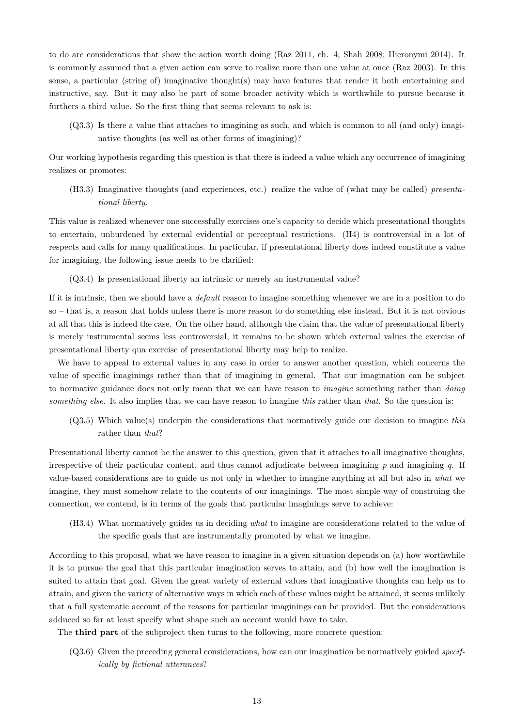to do are considerations that show the action worth doing (Raz 2011, ch. 4; Shah 2008; Hieronymi 2014). It is commonly assumed that a given action can serve to realize more than one value at once (Raz 2003). In this sense, a particular (string of) imaginative thought(s) may have features that render it both entertaining and instructive, say. But it may also be part of some broader activity which is worthwhile to pursue because it furthers a third value. So the first thing that seems relevant to ask is:

(Q3.3) Is there a value that attaches to imagining as such, and which is common to all (and only) imaginative thoughts (as well as other forms of imagining)?

Our working hypothesis regarding this question is that there is indeed a value which any occurrence of imagining realizes or promotes:

(H3.3) Imaginative thoughts (and experiences, etc.) realize the value of (what may be called) *presentational liberty*.

This value is realized whenever one successfully exercises one's capacity to decide which presentational thoughts to entertain, unburdened by external evidential or perceptual restrictions. (H4) is controversial in a lot of respects and calls for many qualifications. In particular, if presentational liberty does indeed constitute a value for imagining, the following issue needs to be clarified:

(Q3.4) Is presentational liberty an intrinsic or merely an instrumental value?

If it is intrinsic, then we should have a *default* reason to imagine something whenever we are in a position to do so – that is, a reason that holds unless there is more reason to do something else instead. But it is not obvious at all that this is indeed the case. On the other hand, although the claim that the value of presentational liberty is merely instrumental seems less controversial, it remains to be shown which external values the exercise of presentational liberty qua exercise of presentational liberty may help to realize.

We have to appeal to external values in any case in order to answer another question, which concerns the value of specific imaginings rather than that of imagining in general. That our imagination can be subject to normative guidance does not only mean that we can have reason to *imagine* something rather than *doing something else*. It also implies that we can have reason to imagine *this* rather than *that*. So the question is:

(Q3.5) Which value(s) underpin the considerations that normatively guide our decision to imagine *this* rather than *that*?

Presentational liberty cannot be the answer to this question, given that it attaches to all imaginative thoughts, irrespective of their particular content, and thus cannot adjudicate between imagining $p$ and imagining $q$. If value-based considerations are to guide us not only in whether to imagine anything at all but also in *what* we imagine, they must somehow relate to the contents of our imaginings. The most simple way of construing the connection, we contend, is in terms of the goals that particular imaginings serve to achieve:

(H3.4) What normatively guides us in deciding *what* to imagine are considerations related to the value of the specific goals that are instrumentally promoted by what we imagine.

According to this proposal, what we have reason to imagine in a given situation depends on (a) how worthwhile it is to pursue the goal that this particular imagination serves to attain, and (b) how well the imagination is suited to attain that goal. Given the great variety of external values that imaginative thoughts can help us to attain, and given the variety of alternative ways in which each of these values might be attained, it seems unlikely that a full systematic account of the reasons for particular imaginings can be provided. But the considerations adduced so far at least specify what shape such an account would have to take.

The **third part** of the subproject then turns to the following, more concrete question:

(Q3.6) Given the preceding general considerations, how can our imagination be normatively guided *specifically by fictional utterances*?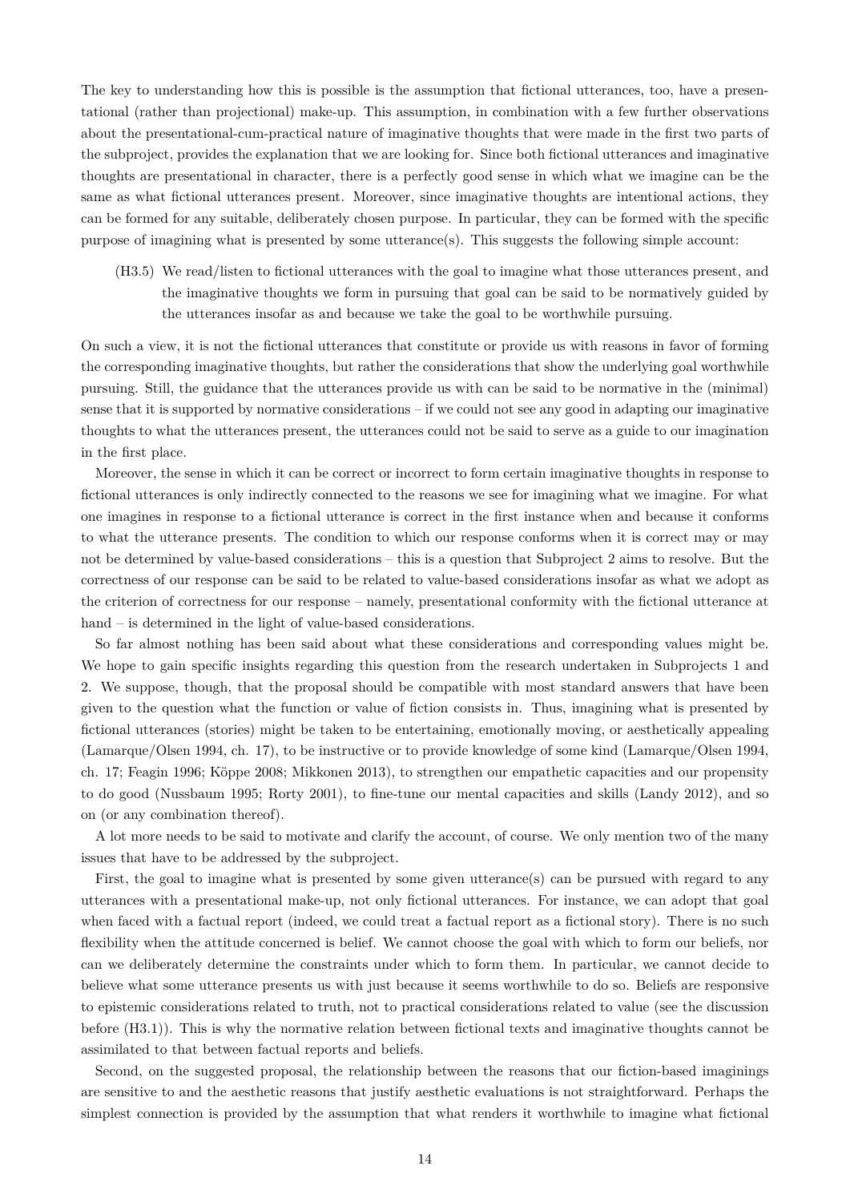The key to understanding how this is possible is the assumption that fictional utterances, too, have a presentational (rather than projectional) make-up. This assumption, in combination with a few further observations about the presentational-cum-practical nature of imaginative thoughts that were made in the first two parts of the subproject, provides the explanation that we are looking for. Since both fictional utterances and imaginative thoughts are presentational in character, there is a perfectly good sense in which what we imagine can be the same as what fictional utterances present. Moreover, since imaginative thoughts are intentional actions, they can be formed for any suitable, deliberately chosen purpose. In particular, they can be formed with the specific purpose of imagining what is presented by some utterance(s). This suggests the following simple account:

(H3.5) We read/listen to fictional utterances with the goal to imagine what those utterances present, and the imaginative thoughts we form in pursuing that goal can be said to be normatively guided by the utterances insofar as and because we take the goal to be worthwhile pursuing.

On such a view, it is not the fictional utterances that constitute or provide us with reasons in favor of forming the corresponding imaginative thoughts, but rather the considerations that show the underlying goal worthwhile pursuing. Still, the guidance that the utterances provide us with can be said to be normative in the (minimal) sense that it is supported by normative considerations – if we could not see any good in adapting our imaginative thoughts to what the utterances present, the utterances could not be said to serve as a guide to our imagination in the first place.

Moreover, the sense in which it can be correct or incorrect to form certain imaginative thoughts in response to fictional utterances is only indirectly connected to the reasons we see for imagining what we imagine. For what one imagines in response to a fictional utterance is correct in the first instance when and because it conforms to what the utterance presents. The condition to which our response conforms when it is correct may or may not be determined by value-based considerations – this is a question that Subproject 2 aims to resolve. But the correctness of our response can be said to be related to value-based considerations insofar as what we adopt as the criterion of correctness for our response – namely, presentational conformity with the fictional utterance at hand – is determined in the light of value-based considerations.

So far almost nothing has been said about what these considerations and corresponding values might be. We hope to gain specific insights regarding this question from the research undertaken in Subprojects 1 and 2. We suppose, though, that the proposal should be compatible with most standard answers that have been given to the question what the function or value of fiction consists in. Thus, imagining what is presented by fictional utterances (stories) might be taken to be entertaining, emotionally moving, or aesthetically appealing (Lamarque/Olsen 1994, ch. 17), to be instructive or to provide knowledge of some kind (Lamarque/Olsen 1994, ch. 17; Feagin 1996; Köppe 2008; Mikkonen 2013), to strengthen our empathetic capacities and our propensity to do good (Nussbaum 1995; Rorty 2001), to fine-tune our mental capacities and skills (Landy 2012), and so on (or any combination thereof).

A lot more needs to be said to motivate and clarify the account, of course. We only mention two of the many issues that have to be addressed by the subproject.

First, the goal to imagine what is presented by some given utterance(s) can be pursued with regard to any utterances with a presentational make-up, not only fictional utterances. For instance, we can adopt that goal when faced with a factual report (indeed, we could treat a factual report as a fictional story). There is no such flexibility when the attitude concerned is belief. We cannot choose the goal with which to form our beliefs, nor can we deliberately determine the constraints under which to form them. In particular, we cannot decide to believe what some utterance presents us with just because it seems worthwhile to do so. Beliefs are responsive to epistemic considerations related to truth, not to practical considerations related to value (see the discussion before (H3.1)). This is why the normative relation between fictional texts and imaginative thoughts cannot be assimilated to that between factual reports and beliefs.

Second, on the suggested proposal, the relationship between the reasons that our fiction-based imaginings are sensitive to and the aesthetic reasons that justify aesthetic evaluations is not straightforward. Perhaps the simplest connection is provided by the assumption that what renders it worthwhile to imagine what fictional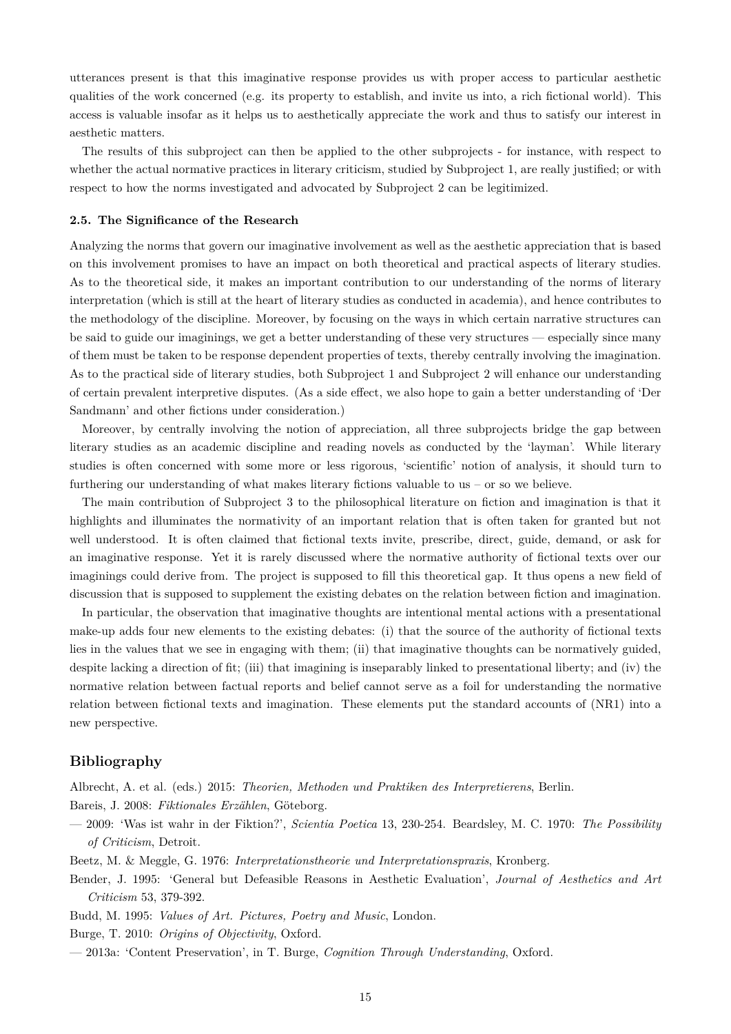utterances present is that this imaginative response provides us with proper access to particular aesthetic qualities of the work concerned (e.g. its property to establish, and invite us into, a rich fictional world). This access is valuable insofar as it helps us to aesthetically appreciate the work and thus to satisfy our interest in aesthetic matters.

The results of this subproject can then be applied to the other subprojects - for instance, with respect to whether the actual normative practices in literary criticism, studied by Subproject 1, are really justified; or with respect to how the norms investigated and advocated by Subproject 2 can be legitimized.

### 2.5. The Significance of the Research

Analyzing the norms that govern our imaginative involvement as well as the aesthetic appreciation that is based on this involvement promises to have an impact on both theoretical and practical aspects of literary studies. As to the theoretical side, it makes an important contribution to our understanding of the norms of literary interpretation (which is still at the heart of literary studies as conducted in academia), and hence contributes to the methodology of the discipline. Moreover, by focusing on the ways in which certain narrative structures can be said to guide our imaginings, we get a better understanding of these very structures — especially since many of them must be taken to be response dependent properties of texts, thereby centrally involving the imagination. As to the practical side of literary studies, both Subproject 1 and Subproject 2 will enhance our understanding of certain prevalent interpretive disputes. (As a side effect, we also hope to gain a better understanding of 'Der Sandmann' and other fictions under consideration.)

Moreover, by centrally involving the notion of appreciation, all three subprojects bridge the gap between literary studies as an academic discipline and reading novels as conducted by the 'layman'. While literary studies is often concerned with some more or less rigorous, 'scientific' notion of analysis, it should turn to furthering our understanding of what makes literary fictions valuable to us – or so we believe.

The main contribution of Subproject 3 to the philosophical literature on fiction and imagination is that it highlights and illuminates the normativity of an important relation that is often taken for granted but not well understood. It is often claimed that fictional texts invite, prescribe, direct, guide, demand, or ask for an imaginative response. Yet it is rarely discussed where the normative authority of fictional texts over our imaginings could derive from. The project is supposed to fill this theoretical gap. It thus opens a new field of discussion that is supposed to supplement the existing debates on the relation between fiction and imagination.

In particular, the observation that imaginative thoughts are intentional mental actions with a presentational make-up adds four new elements to the existing debates: (i) that the source of the authority of fictional texts lies in the values that we see in engaging with them; (ii) that imaginative thoughts can be normatively guided, despite lacking a direction of fit; (iii) that imagining is inseparably linked to presentational liberty; and (iv) the normative relation between factual reports and belief cannot serve as a foil for understanding the normative relation between fictional texts and imagination. These elements put the standard accounts of (NR1) into a new perspective.

## Bibliography

Albrecht, A. et al. (eds.) 2015: *Theorien, Methoden und Praktiken des Interpretierens*, Berlin.

Bareis, J. 2008: *Fiktionales Erzählen*, Göteborg.

— 2009: 'Was ist wahr in der Fiktion?', *Scientia Poetica* 13, 230-254. Beardsley, M. C. 1970: *The Possibility of Criticism*, Detroit.

Beetz, M. & Meggle, G. 1976: *Interpretationstheorie und Interpretationspraxis*, Kronberg.

Bender, J. 1995: 'General but Defeasible Reasons in Aesthetic Evaluation', *Journal of Aesthetics and Art Criticism* 53, 379-392.

Budd, M. 1995: *Values of Art. Pictures, Poetry and Music*, London.

Burge, T. 2010: *Origins of Objectivity*, Oxford.

— 2013a: 'Content Preservation', in T. Burge, *Cognition Through Understanding*, Oxford.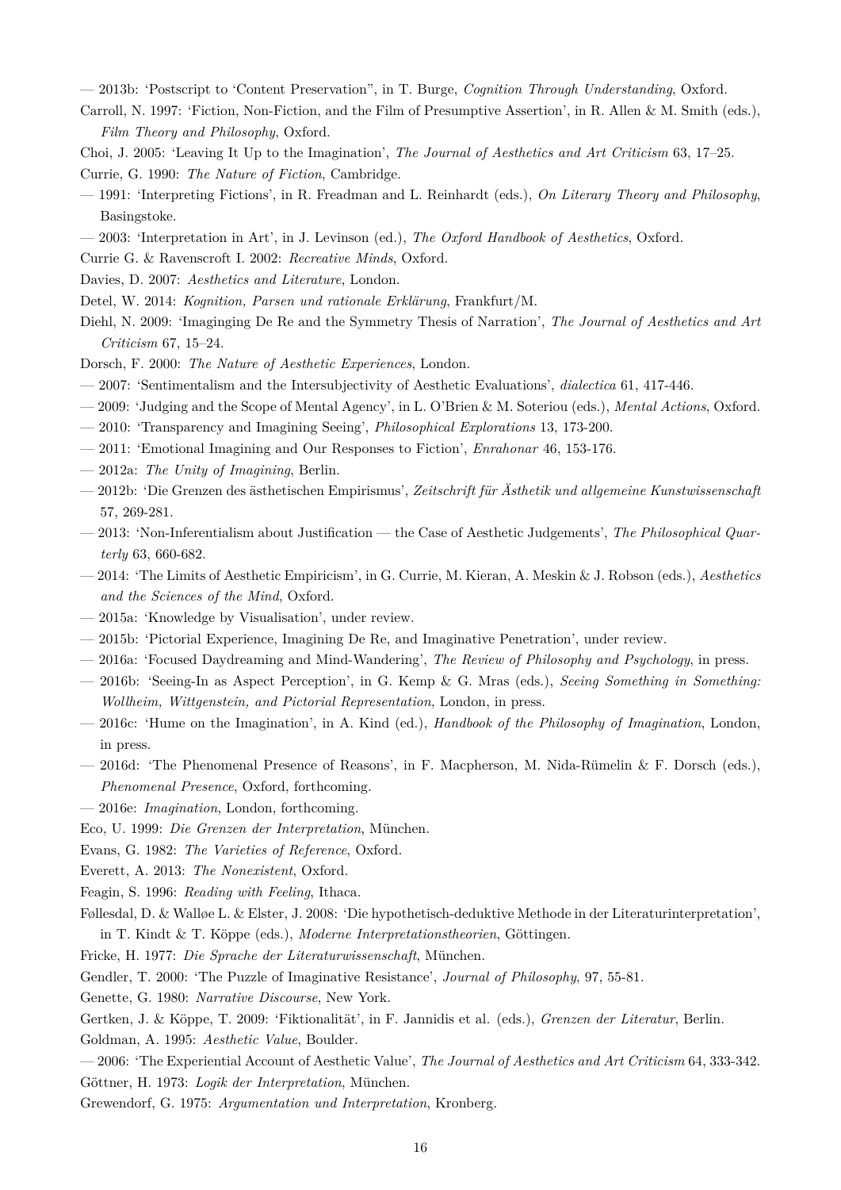— 2013b: 'Postscript to 'Content Preservation'', in T. Burge, *Cognition Through Understanding*, Oxford.

Carroll, N. 1997: 'Fiction, Non-Fiction, and the Film of Presumptive Assertion', in R. Allen & M. Smith (eds.), *Film Theory and Philosophy*, Oxford.

Choi, J. 2005: 'Leaving It Up to the Imagination', *The Journal of Aesthetics and Art Criticism* 63, 17–25.

Currie, G. 1990: *The Nature of Fiction*, Cambridge.

— 1991: 'Interpreting Fictions', in R. Freadman and L. Reinhardt (eds.), *On Literary Theory and Philosophy*, Basingstoke.

— 2003: 'Interpretation in Art', in J. Levinson (ed.), *The Oxford Handbook of Aesthetics*, Oxford.

Currie G. & Ravenscroft I. 2002: *Recreative Minds*, Oxford.

Davies, D. 2007: *Aesthetics and Literature*, London.

Detel, W. 2014: *Kognition, Parsen und rationale Erklärung*, Frankfurt/M.

Diehl, N. 2009: 'Imaginging De Re and the Symmetry Thesis of Narration', *The Journal of Aesthetics and Art Criticism* 67, 15–24.

Dorsch, F. 2000: *The Nature of Aesthetic Experiences*, London.

— 2007: 'Sentimentalism and the Intersubjectivity of Aesthetic Evaluations', *dialectica* 61, 417-446.

— 2009: 'Judging and the Scope of Mental Agency', in L. O'Brien & M. Soteriou (eds.), *Mental Actions*, Oxford.

— 2010: 'Transparency and Imagining Seeing', *Philosophical Explorations* 13, 173-200.

— 2011: 'Emotional Imagining and Our Responses to Fiction', *Enrahonar* 46, 153-176.

— 2012a: *The Unity of Imagining*, Berlin.

— 2012b: 'Die Grenzen des ästhetischen Empirismus', *Zeitschrift für Ästhetik und allgemeine Kunstwissenschaft* 57, 269-281.

— 2013: 'Non-Inferentialism about Justification — the Case of Aesthetic Judgements', *The Philosophical Quarterly* 63, 660-682.

— 2014: 'The Limits of Aesthetic Empiricism', in G. Currie, M. Kieran, A. Meskin & J. Robson (eds.), *Aesthetics and the Sciences of the Mind*, Oxford.

— 2015a: 'Knowledge by Visualisation', under review.

— 2015b: 'Pictorial Experience, Imagining De Re, and Imaginative Penetration', under review.

— 2016a: 'Focused Daydreaming and Mind-Wandering', *The Review of Philosophy and Psychology*, in press.

— 2016b: 'Seeing-In as Aspect Perception', in G. Kemp & G. Mras (eds.), *Seeing Something in Something: Wollheim, Wittgenstein, and Pictorial Representation*, London, in press.

— 2016c: 'Hume on the Imagination', in A. Kind (ed.), *Handbook of the Philosophy of Imagination*, London, in press.

— 2016d: 'The Phenomenal Presence of Reasons', in F. Macpherson, M. Nida-Rümelin & F. Dorsch (eds.), *Phenomenal Presence*, Oxford, forthcoming.

— 2016e: *Imagination*, London, forthcoming.

Eco, U. 1999: *Die Grenzen der Interpretation*, München.

Evans, G. 1982: *The Varieties of Reference*, Oxford.

Everett, A. 2013: *The Nonexistent*, Oxford.

Feagin, S. 1996: *Reading with Feeling*, Ithaca.

Føllesdal, D. & Walløe L. & Elster, J. 2008: 'Die hypothetisch-deduktive Methode in der Literaturinterpretation', in T. Kindt & T. Köppe (eds.), *Moderne Interpretationstheorien*, Göttingen.

Fricke, H. 1977: *Die Sprache der Literaturwissenschaft*, München.

Gendler, T. 2000: 'The Puzzle of Imaginative Resistance', *Journal of Philosophy*, 97, 55-81.

Genette, G. 1980: *Narrative Discourse*, New York.

Gertken, J. & Köppe, T. 2009: 'Fiktionalität', in F. Jannidis et al. (eds.), *Grenzen der Literatur*, Berlin.

Goldman, A. 1995: *Aesthetic Value*, Boulder.

— 2006: 'The Experiential Account of Aesthetic Value', *The Journal of Aesthetics and Art Criticism* 64, 333-342.

Göttner, H. 1973: *Logik der Interpretation*, München.

Grewendorf, G. 1975: *Argumentation und Interpretation*, Kronberg.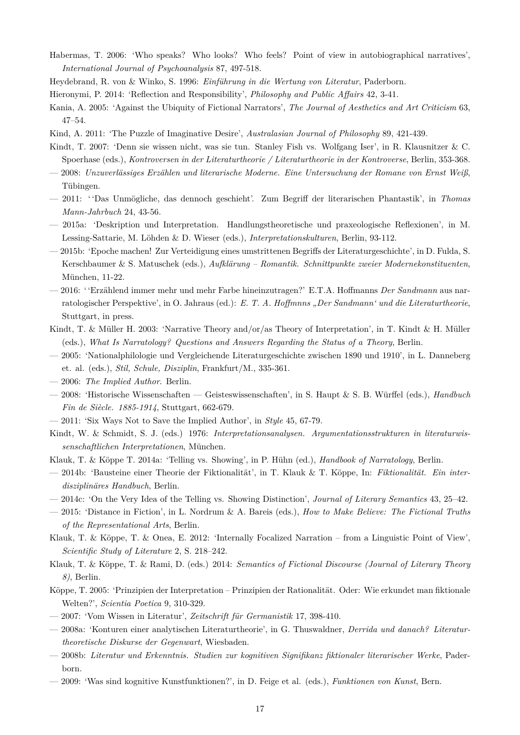Habermas, T. 2006: 'Who speaks? Who looks? Who feels? Point of view in autobiographical narratives', *International Journal of Psychoanalysis* 87, 497-518.

Heydebrand, R. von & Winko, S. 1996: *Einführung in die Wertung von Literatur*, Paderborn.

Hieronymi, P. 2014: 'Reflection and Responsibility', *Philosophy and Public Affairs* 42, 3-41.

Kania, A. 2005: 'Against the Ubiquity of Fictional Narrators', *The Journal of Aesthetics and Art Criticism* 63, 47–54.

Kind, A. 2011: 'The Puzzle of Imaginative Desire', *Australasian Journal of Philosophy* 89, 421-439.

Kindt, T. 2007: 'Denn sie wissen nicht, was sie tun. Stanley Fish vs. Wolfgang Iser', in R. Klausnitzer & C. Spoerhase (eds.), *Kontroversen in der Literaturtheorie / Literaturtheorie in der Kontroverse*, Berlin, 353-368.

— 2008: *Unzuverlässiges Erzählen und literarische Moderne. Eine Untersuchung der Romane von Ernst Weiß*, Tübingen.

— 2011: ''Das Unmögliche, das dennoch geschieht'. Zum Begriff der literarischen Phantastik', in *Thomas Mann-Jahrbuch* 24, 43-56.

— 2015a: 'Deskription und Interpretation. Handlungstheoretische und praxeologische Reflexionen', in M. Lessing-Sattarie, M. Löhden & D. Wieser (eds.), *Interpretationskulturen*, Berlin, 93-112.

— 2015b: 'Epoche machen! Zur Verteidigung eines umstrittenen Begriffs der Literaturgeschichte', in D. Fulda, S. Kerschbaumer & S. Matuschek (eds.), *Aufklärung – Romantik. Schnittpunkte zweier Modernekonstituenten*, München, 11-22.

— 2016: ''Erzählend immer mehr und mehr Farbe hineinzutragen?' E.T.A. Hoffmanns *Der Sandmann* aus narratologischer Perspektive', in O. Jahraus (ed.): *E. T. A. Hoffmnns „Der Sandmann' und die Literaturtheorie*, Stuttgart, in press.

Kindt, T. & Müller H. 2003: 'Narrative Theory and/or/as Theory of Interpretation', in T. Kindt & H. Müller (eds.), *What Is Narratology? Questions and Answers Regarding the Status of a Theory*, Berlin.

— 2005: 'Nationalphilologie und Vergleichende Literaturgeschichte zwischen 1890 und 1910', in L. Danneberg et. al. (eds.), *Stil, Schule, Disziplin*, Frankfurt/M., 335-361.

— 2006: *The Implied Author*. Berlin.

— 2008: 'Historische Wissenschaften — Geisteswissenschaften', in S. Haupt & S. B. Würffel (eds.), *Handbuch Fin de Siècle. 1885-1914*, Stuttgart, 662-679.

— 2011: 'Six Ways Not to Save the Implied Author', in *Style* 45, 67-79.

Kindt, W. & Schmidt, S. J. (eds.) 1976: *Interpretationsanalysen. Argumentationsstrukturen in literaturwissenschaftlichen Interpretationen*, München.

Klauk, T. & Köppe T. 2014a: 'Telling vs. Showing', in P. Hühn (ed.), *Handbook of Narratology*, Berlin.

— 2014b: 'Bausteine einer Theorie der Fiktionalität', in T. Klauk & T. Köppe, In: *Fiktionalität. Ein interdisziplinäres Handbuch*, Berlin.

— 2014c: 'On the Very Idea of the Telling vs. Showing Distinction', *Journal of Literary Semantics* 43, 25–42.

— 2015: 'Distance in Fiction', in L. Nordrum & A. Bareis (eds.), *How to Make Believe: The Fictional Truths of the Representational Arts*, Berlin.

Klauk, T. & Köppe, T. & Onea, E. 2012: 'Internally Focalized Narration – from a Linguistic Point of View', *Scientific Study of Literature* 2, S. 218–242.

Klauk, T. & Köppe, T. & Rami, D. (eds.) 2014: *Semantics of Fictional Discourse (Journal of Literary Theory 8)*, Berlin.

Köppe, T. 2005: 'Prinzipien der Interpretation – Prinzipien der Rationalität. Oder: Wie erkundet man fiktionale Welten?', *Scientia Poetica* 9, 310-329.

— 2007: 'Vom Wissen in Literatur', *Zeitschrift für Germanistik* 17, 398-410.

— 2008a: 'Konturen einer analytischen Literaturtheorie', in G. Thuswaldner, *Derrida und danach? Literaturtheoretische Diskurse der Gegenwart*, Wiesbaden.

— 2008b: *Literatur und Erkenntnis. Studien zur kognitiven Signifikanz fiktionaler literarischer Werke*, Paderborn.

— 2009: 'Was sind kognitive Kunstfunktionen?', in D. Feige et al. (eds.), *Funktionen von Kunst*, Bern.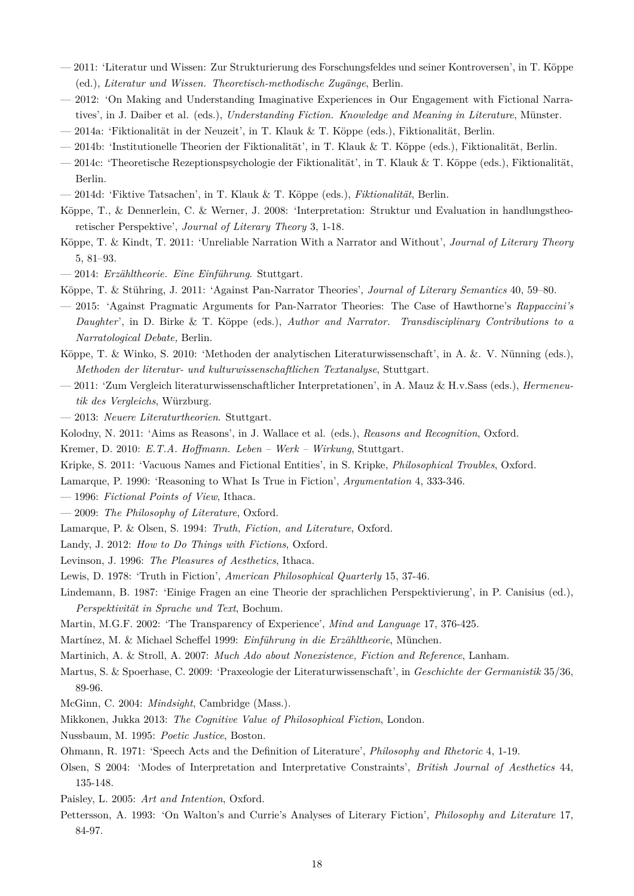— 2011: 'Literatur und Wissen: Zur Strukturierung des Forschungsfeldes und seiner Kontroversen', in T. Köppe (ed.), *Literatur und Wissen. Theoretisch-methodische Zugänge*, Berlin.

— 2012: 'On Making and Understanding Imaginative Experiences in Our Engagement with Fictional Narratives', in J. Daiber et al. (eds.), *Understanding Fiction. Knowledge and Meaning in Literature*, Münster.

— 2014a: 'Fiktionalität in der Neuzeit', in T. Klauk & T. Köppe (eds.), Fiktionalität, Berlin.

— 2014b: 'Institutionelle Theorien der Fiktionalität', in T. Klauk & T. Köppe (eds.), Fiktionalität, Berlin.

— 2014c: 'Theoretische Rezeptionspsychologie der Fiktionalität', in T. Klauk & T. Köppe (eds.), Fiktionalität, Berlin.

— 2014d: 'Fiktive Tatsachen', in T. Klauk & T. Köppe (eds.), *Fiktionalität*, Berlin.

Köppe, T., & Dennerlein, C. & Werner, J. 2008: 'Interpretation: Struktur und Evaluation in handlungstheoretischer Perspektive', *Journal of Literary Theory* 3, 1-18.

Köppe, T. & Kindt, T. 2011: 'Unreliable Narration With a Narrator and Without', *Journal of Literary Theory* 5, 81–93.

— 2014: *Erzähltheorie. Eine Einführung*. Stuttgart.

Köppe, T. & Stühring, J. 2011: 'Against Pan-Narrator Theories', *Journal of Literary Semantics* 40, 59–80.

— 2015: 'Against Pragmatic Arguments for Pan-Narrator Theories: The Case of Hawthorne's *Rappaccini's Daughter*', in D. Birke & T. Köppe (eds.), *Author and Narrator. Transdisciplinary Contributions to a Narratological Debate*, Berlin.

Köppe, T. & Winko, S. 2010: 'Methoden der analytischen Literaturwissenschaft', in A. &. V. Nünning (eds.), *Methoden der literatur- und kulturwissenschaftlichen Textanalyse*, Stuttgart.

— 2011: 'Zum Vergleich literaturwissenschaftlicher Interpretationen', in A. Mauz & H.v.Sass (eds.), *Hermeneutik des Vergleichs*, Würzburg.

— 2013: *Neuere Literaturtheorien*. Stuttgart.

Kolodny, N. 2011: 'Aims as Reasons', in J. Wallace et al. (eds.), *Reasons and Recognition*, Oxford.

Kremer, D. 2010: *E.T.A. Hoffmann. Leben – Werk – Wirkung*, Stuttgart.

Kripke, S. 2011: 'Vacuous Names and Fictional Entities', in S. Kripke, *Philosophical Troubles*, Oxford.

Lamarque, P. 1990: 'Reasoning to What Is True in Fiction', *Argumentation* 4, 333-346.

— 1996: *Fictional Points of View*, Ithaca.

— 2009: *The Philosophy of Literature*, Oxford.

Lamarque, P. & Olsen, S. 1994: *Truth, Fiction, and Literature*, Oxford.

Landy, J. 2012: *How to Do Things with Fictions*, Oxford.

Levinson, J. 1996: *The Pleasures of Aesthetics*, Ithaca.

Lewis, D. 1978: 'Truth in Fiction', *American Philosophical Quarterly* 15, 37-46.

Lindemann, B. 1987: 'Einige Fragen an eine Theorie der sprachlichen Perspektivierung', in P. Canisius (ed.), *Perspektivität in Sprache und Text*, Bochum.

Martin, M.G.F. 2002: 'The Transparency of Experience', *Mind and Language* 17, 376-425.

Martínez, M. & Michael Scheffel 1999: *Einführung in die Erzähltheorie*, München.

Martinich, A. & Stroll, A. 2007: *Much Ado about Nonexistence, Fiction and Reference*, Lanham.

Martus, S. & Spoerhase, C. 2009: 'Praxeologie der Literaturwissenschaft', in *Geschichte der Germanistik* 35/36, 89-96.

McGinn, C. 2004: *Mindsight*, Cambridge (Mass.).

Mikkonen, Jukka 2013: *The Cognitive Value of Philosophical Fiction*, London.

Nussbaum, M. 1995: *Poetic Justice*, Boston.

Ohmann, R. 1971: 'Speech Acts and the Definition of Literature', *Philosophy and Rhetoric* 4, 1-19.

Olsen, S 2004: 'Modes of Interpretation and Interpretative Constraints', *British Journal of Aesthetics* 44, 135-148.

Paisley, L. 2005: *Art and Intention*, Oxford.

Pettersson, A. 1993: 'On Walton's and Currie's Analyses of Literary Fiction', *Philosophy and Literature* 17, 84-97.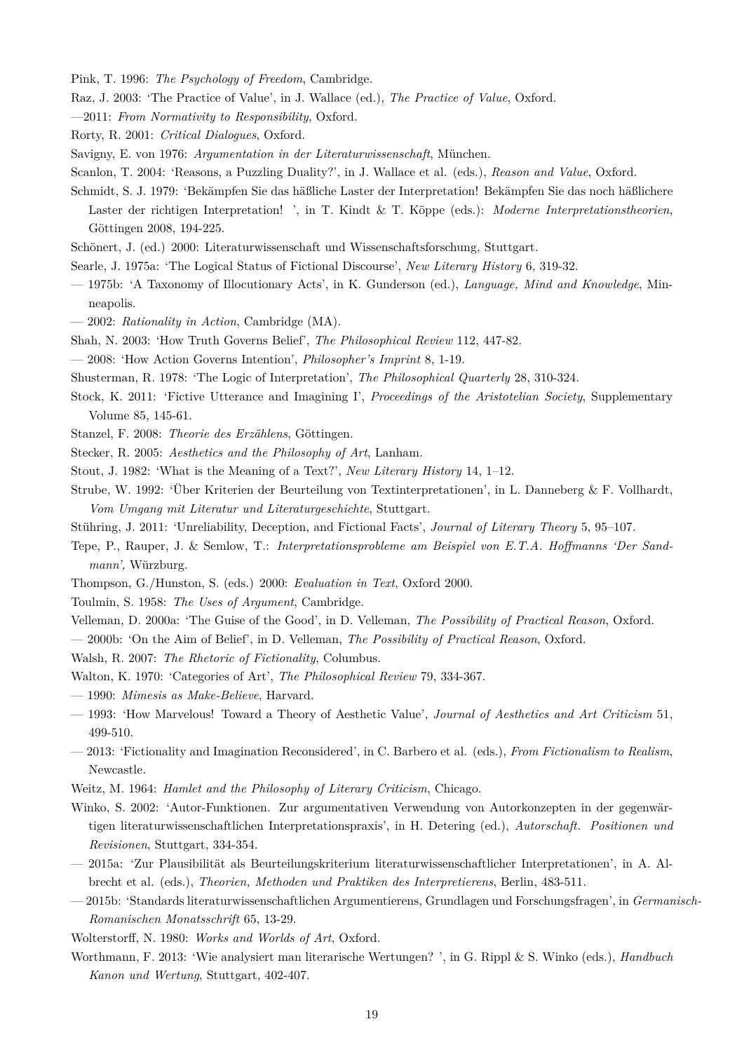Pink, T. 1996: *The Psychology of Freedom*, Cambridge.

Raz, J. 2003: 'The Practice of Value', in J. Wallace (ed.), *The Practice of Value*, Oxford.

—2011: *From Normativity to Responsibility*, Oxford.

Rorty, R. 2001: *Critical Dialogues*, Oxford.

Savigny, E. von 1976: *Argumentation in der Literaturwissenschaft*, München.

Scanlon, T. 2004: 'Reasons, a Puzzling Duality?', in J. Wallace et al. (eds.), *Reason and Value*, Oxford.

Schmidt, S. J. 1979: 'Bekämpfen Sie das häßliche Laster der Interpretation! Bekämpfen Sie das noch häßlichere Laster der richtigen Interpretation! ', in T. Kindt & T. Köppe (eds.): *Moderne Interpretationstheorien*, Göttingen 2008, 194-225.

Schönert, J. (ed.) 2000: Literaturwissenschaft und Wissenschaftsforschung, Stuttgart.

Searle, J. 1975a: 'The Logical Status of Fictional Discourse', *New Literary History* 6, 319-32.

— 1975b: 'A Taxonomy of Illocutionary Acts', in K. Gunderson (ed.), *Language, Mind and Knowledge*, Minneapolis.

— 2002: *Rationality in Action*, Cambridge (MA).

Shah, N. 2003: 'How Truth Governs Belief', *The Philosophical Review* 112, 447-82.

— 2008: 'How Action Governs Intention', *Philosopher's Imprint* 8, 1-19.

Shusterman, R. 1978: 'The Logic of Interpretation', *The Philosophical Quarterly* 28, 310-324.

Stock, K. 2011: 'Fictive Utterance and Imagining I', *Proceedings of the Aristotelian Society*, Supplementary Volume 85, 145-61.

Stanzel, F. 2008: *Theorie des Erzählens*, Göttingen.

Stecker, R. 2005: *Aesthetics and the Philosophy of Art*, Lanham.

Stout, J. 1982: 'What is the Meaning of a Text?', *New Literary History* 14, 1–12.

Strube, W. 1992: 'Über Kriterien der Beurteilung von Textinterpretationen', in L. Danneberg & F. Vollhardt, *Vom Umgang mit Literatur und Literaturgeschichte*, Stuttgart.

Stühring, J. 2011: 'Unreliability, Deception, and Fictional Facts', *Journal of Literary Theory* 5, 95–107.

Tepe, P., Rauper, J. & Semlow, T.: *Interpretationsprobleme am Beispiel von E.T.A. Hoffmanns 'Der Sandmann'*, Würzburg.

Thompson, G./Hunston, S. (eds.) 2000: *Evaluation in Text*, Oxford 2000.

Toulmin, S. 1958: *The Uses of Argument*, Cambridge.

Velleman, D. 2000a: 'The Guise of the Good', in D. Velleman, *The Possibility of Practical Reason*, Oxford.

— 2000b: 'On the Aim of Belief', in D. Velleman, *The Possibility of Practical Reason*, Oxford.

Walsh, R. 2007: *The Rhetoric of Fictionality*, Columbus.

Walton, K. 1970: 'Categories of Art', *The Philosophical Review* 79, 334-367.

— 1990: *Mimesis as Make-Believe*, Harvard.

— 1993: 'How Marvelous! Toward a Theory of Aesthetic Value', *Journal of Aesthetics and Art Criticism* 51, 499-510.

— 2013: 'Fictionality and Imagination Reconsidered', in C. Barbero et al. (eds.), *From Fictionalism to Realism*, Newcastle.

Weitz, M. 1964: *Hamlet and the Philosophy of Literary Criticism*, Chicago.

Winko, S. 2002: 'Autor-Funktionen. Zur argumentativen Verwendung von Autorkonzepten in der gegenwärtigen literaturwissenschaftlichen Interpretationspraxis', in H. Detering (ed.), *Autorschaft. Positionen und Revisionen*, Stuttgart, 334-354.

— 2015a: 'Zur Plausibilität als Beurteilungskriterium literaturwissenschaftlicher Interpretationen', in A. Albrecht et al. (eds.), *Theorien, Methoden und Praktiken des Interpretierens*, Berlin, 483-511.

— 2015b: 'Standards literaturwissenschaftlichen Argumentierens, Grundlagen und Forschungsfragen', in *Germanisch-Romanischen Monatsschrift* 65, 13-29.

Wolterstorff, N. 1980: *Works and Worlds of Art*, Oxford.

Worthmann, F. 2013: 'Wie analysiert man literarische Wertungen? ', in G. Rippl & S. Winko (eds.), *Handbuch Kanon und Wertung*, Stuttgart, 402-407.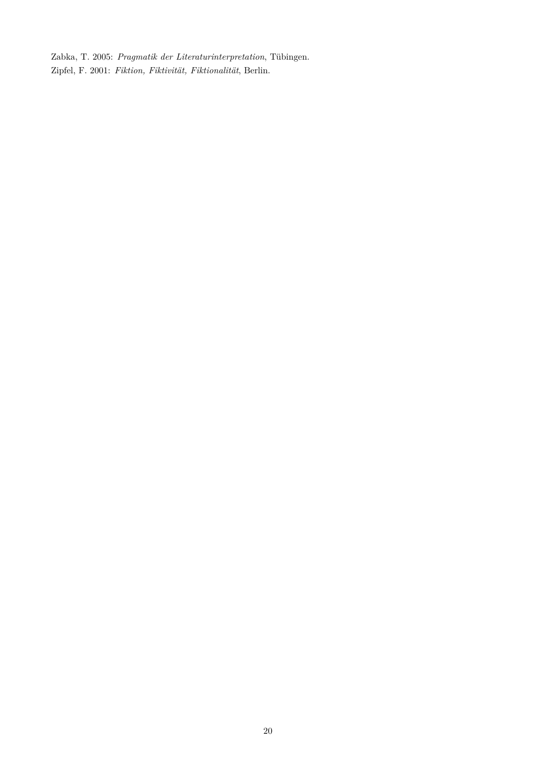Zabka, T. 2005: *Pragmatik der Literaturinterpretation*, Tübingen.

Zipfel, F. 2001: *Fiktion, Fiktivität, Fiktionalität*, Berlin.